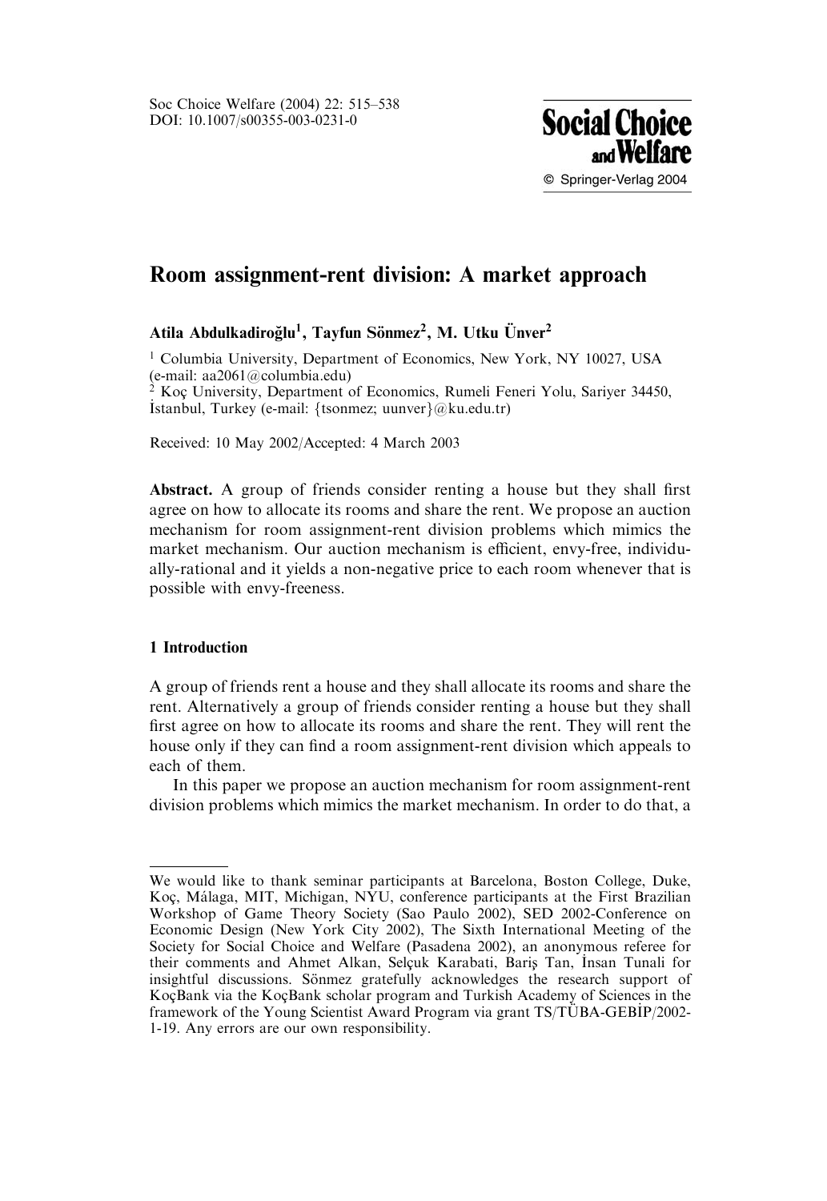# Room assignment-rent division: A market approach

**Atila Abdulkadiroğlu**[1], **Tayfun Sönmez**[2], **M. Utku Ünver**[2]

[1] Columbia University, Department of Economics, New York, NY 10027, USA (e-mail: aa2061@columbia.edu)

[2] Koç University, Department of Economics, Rumeli Feneri Yolu, Sariyer 34450, İstanbul, Turkey (e-mail: {tsonmez; uunver}@ku.edu.tr)

Received: 10 May 2002/Accepted: 4 March 2003

**Abstract.** A group of friends consider renting a house but they shall first agree on how to allocate its rooms and share the rent. We propose an auction mechanism for room assignment-rent division problems which mimics the market mechanism. Our auction mechanism is efficient, envy-free, individually-rational and it yields a non-negative price to each room whenever that is possible with envy-freeness.

## 1 Introduction

A group of friends rent a house and they shall allocate its rooms and share the rent. Alternatively a group of friends consider renting a house but they shall first agree on how to allocate its rooms and share the rent. They will rent the house only if they can find a room assignment-rent division which appeals to each of them.

In this paper we propose an auction mechanism for room assignment-rent division problems which mimics the market mechanism. In order to do that, a

---

We would like to thank seminar participants at Barcelona, Boston College, Duke, Koç, Málaga, MIT, Michigan, NYU, conference participants at the First Brazilian Workshop of Game Theory Society (Sao Paulo 2002), SED 2002-Conference on Economic Design (New York City 2002), The Sixth International Meeting of the Society for Social Choice and Welfare (Pasadena 2002), an anonymous referee for their comments and Ahmet Alkan, Selçuk Karabati, Bariş Tan, İnsan Tunali for insightful discussions. Sönmez gratefully acknowledges the research support of KoçBank via the KoçBank scholar program and Turkish Academy of Sciences in the framework of the Young Scientist Award Program via grant TS/TÜBA-GEBİP/2002-1-19. Any errors are our own responsibility.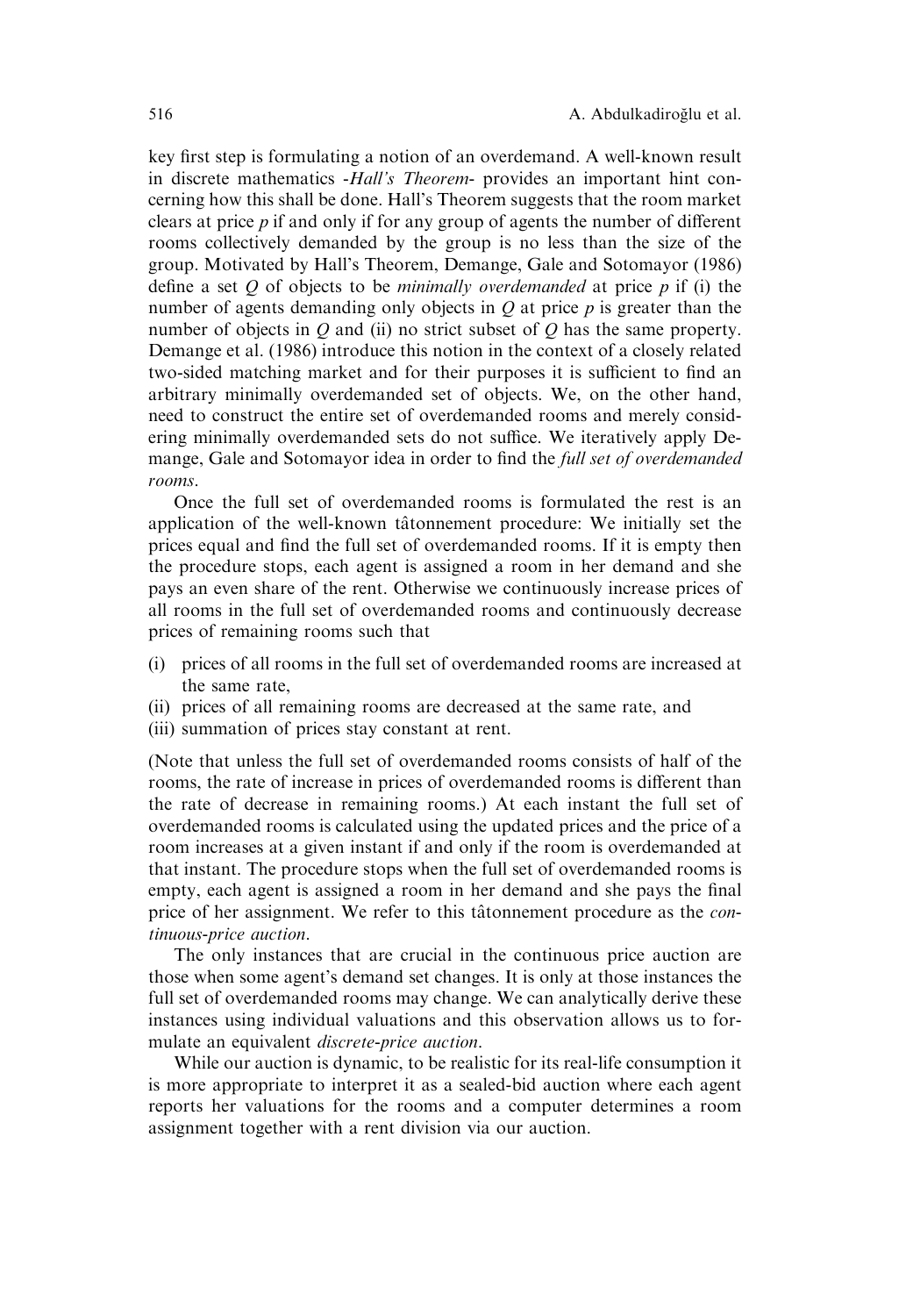key first step is formulating a notion of an overdemand. A well-known result in discrete mathematics -*Hall's Theorem*- provides an important hint concerning how this shall be done. Hall's Theorem suggests that the room market clears at price $p$ if and only if for any group of agents the number of different rooms collectively demanded by the group is no less than the size of the group. Motivated by Hall's Theorem, Demange, Gale and Sotomayor (1986) define a set $Q$ of objects to be *minimally overdemanded* at price $p$ if (i) the number of agents demanding only objects in $Q$ at price $p$ is greater than the number of objects in $Q$ and (ii) no strict subset of $Q$ has the same property. Demange et al. (1986) introduce this notion in the context of a closely related two-sided matching market and for their purposes it is sufficient to find an arbitrary minimally overdemanded set of objects. We, on the other hand, need to construct the entire set of overdemanded rooms and merely considering minimally overdemanded sets do not suffice. We iteratively apply Demange, Gale and Sotomayor idea in order to find the *full set of overdemanded rooms*.

Once the full set of overdemanded rooms is formulated the rest is an application of the well-known tâtonnement procedure: We initially set the prices equal and find the full set of overdemanded rooms. If it is empty then the procedure stops, each agent is assigned a room in her demand and she pays an even share of the rent. Otherwise we continuously increase prices of all rooms in the full set of overdemanded rooms and continuously decrease prices of remaining rooms such that

(i) prices of all rooms in the full set of overdemanded rooms are increased at the same rate,
(ii) prices of all remaining rooms are decreased at the same rate, and
(iii) summation of prices stay constant at rent.

(Note that unless the full set of overdemanded rooms consists of half of the rooms, the rate of increase in prices of overdemanded rooms is different than the rate of decrease in remaining rooms.) At each instant the full set of overdemanded rooms is calculated using the updated prices and the price of a room increases at a given instant if and only if the room is overdemanded at that instant. The procedure stops when the full set of overdemanded rooms is empty, each agent is assigned a room in her demand and she pays the final price of her assignment. We refer to this tâtonnement procedure as the *continuous-price auction*.

The only instances that are crucial in the continuous price auction are those when some agent's demand set changes. It is only at those instances the full set of overdemanded rooms may change. We can analytically derive these instances using individual valuations and this observation allows us to formulate an equivalent *discrete-price auction*.

While our auction is dynamic, to be realistic for its real-life consumption it is more appropriate to interpret it as a sealed-bid auction where each agent reports her valuations for the rooms and a computer determines a room assignment together with a rent division via our auction.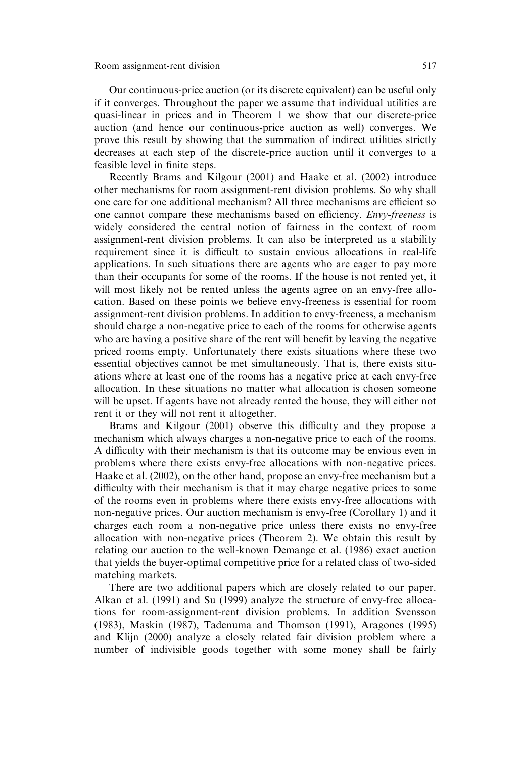Our continuous-price auction (or its discrete equivalent) can be useful only if it converges. Throughout the paper we assume that individual utilities are quasi-linear in prices and in Theorem 1 we show that our discrete-price auction (and hence our continuous-price auction as well) converges. We prove this result by showing that the summation of indirect utilities strictly decreases at each step of the discrete-price auction until it converges to a feasible level in finite steps.

Recently Brams and Kilgour (2001) and Haake et al. (2002) introduce other mechanisms for room assignment-rent division problems. So why shall one care for one additional mechanism? All three mechanisms are efficient so one cannot compare these mechanisms based on efficiency. *Envy-freeness* is widely considered the central notion of fairness in the context of room assignment-rent division problems. It can also be interpreted as a stability requirement since it is difficult to sustain envious allocations in real-life applications. In such situations there are agents who are eager to pay more than their occupants for some of the rooms. If the house is not rented yet, it will most likely not be rented unless the agents agree on an envy-free allocation. Based on these points we believe envy-freeness is essential for room assignment-rent division problems. In addition to envy-freeness, a mechanism should charge a non-negative price to each of the rooms for otherwise agents who are having a positive share of the rent will benefit by leaving the negative priced rooms empty. Unfortunately there exists situations where these two essential objectives cannot be met simultaneously. That is, there exists situations where at least one of the rooms has a negative price at each envy-free allocation. In these situations no matter what allocation is chosen someone will be upset. If agents have not already rented the house, they will either not rent it or they will not rent it altogether.

Brams and Kilgour (2001) observe this difficulty and they propose a mechanism which always charges a non-negative price to each of the rooms. A difficulty with their mechanism is that its outcome may be envious even in problems where there exists envy-free allocations with non-negative prices. Haake et al. (2002), on the other hand, propose an envy-free mechanism but a difficulty with their mechanism is that it may charge negative prices to some of the rooms even in problems where there exists envy-free allocations with non-negative prices. Our auction mechanism is envy-free (Corollary 1) and it charges each room a non-negative price unless there exists no envy-free allocation with non-negative prices (Theorem 2). We obtain this result by relating our auction to the well-known Demange et al. (1986) exact auction that yields the buyer-optimal competitive price for a related class of two-sided matching markets.

There are two additional papers which are closely related to our paper. Alkan et al. (1991) and Su (1999) analyze the structure of envy-free allocations for room-assignment-rent division problems. In addition Svensson (1983), Maskin (1987), Tadenuma and Thomson (1991), Aragones (1995) and Klijn (2000) analyze a closely related fair division problem where a number of indivisible goods together with some money shall be fairly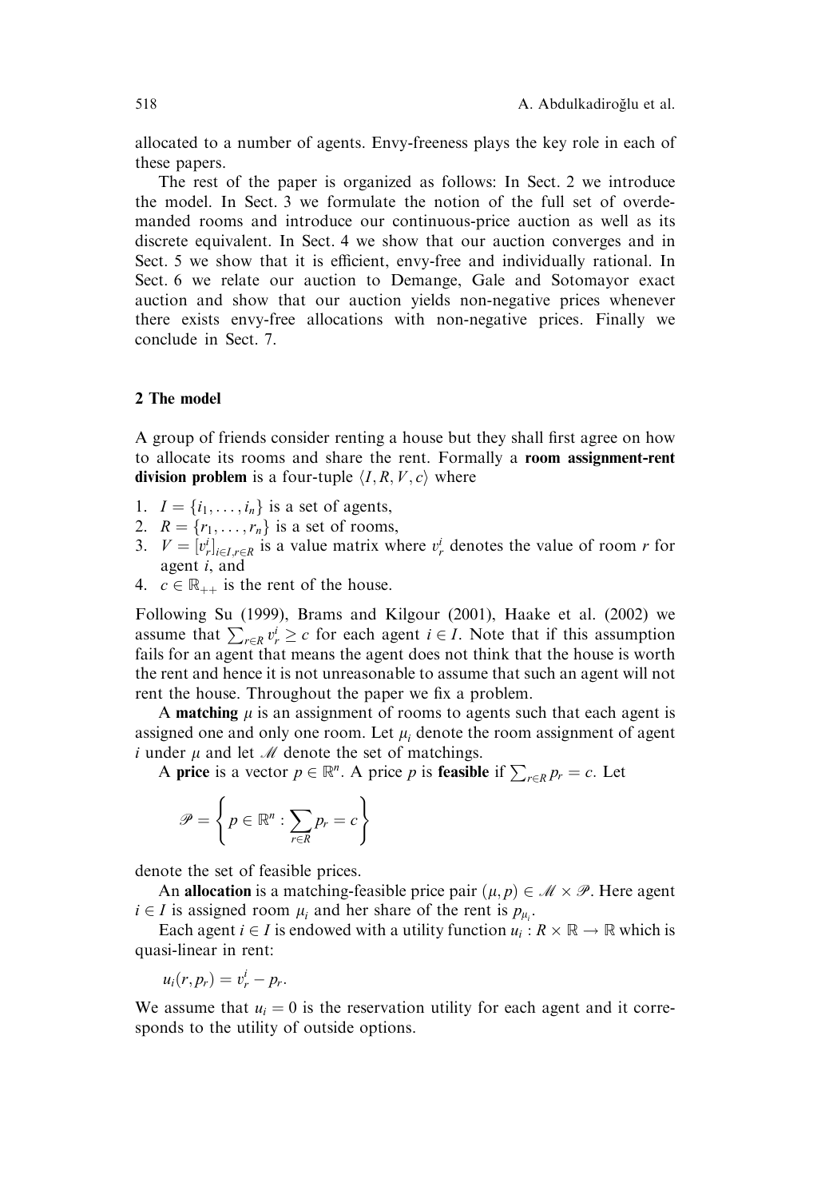allocated to a number of agents. Envy-freeness plays the key role in each of these papers.

The rest of the paper is organized as follows: In Sect. 2 we introduce the model. In Sect. 3 we formulate the notion of the full set of overdemanded rooms and introduce our continuous-price auction as well as its discrete equivalent. In Sect. 4 we show that our auction converges and in Sect. 5 we show that it is efficient, envy-free and individually rational. In Sect. 6 we relate our auction to Demange, Gale and Sotomayor exact auction and show that our auction yields non-negative prices whenever there exists envy-free allocations with non-negative prices. Finally we conclude in Sect. 7.

## 2 The model

A group of friends consider renting a house but they shall first agree on how to allocate its rooms and share the rent. Formally a **room assignment-rent division problem** is a four-tuple $\langle I, R, V, c\rangle$ where

1. $I = \{i_1, \ldots, i_n\}$ is a set of agents,
2. $R = \{r_1, \ldots, r_n\}$ is a set of rooms,
3. $V = [v^i_r]_{i\in I, r\in R}$ is a value matrix where $v^i_r$ denotes the value of room $r$ for agent $i$, and
4. $c \in \mathbb{R}_{++}$ is the rent of the house.

Following Su (1999), Brams and Kilgour (2001), Haake et al. (2002) we assume that $\sum_{r\in R} v^i_r \geq c$ for each agent $i \in I$. Note that if this assumption fails for an agent that means the agent does not think that the house is worth the rent and hence it is not unreasonable to assume that such an agent will not rent the house. Throughout the paper we fix a problem.

A **matching** $\mu$ is an assignment of rooms to agents such that each agent is assigned one and only one room. Let $\mu_i$ denote the room assignment of agent $i$ under $\mu$ and let $\mathscr{M}$ denote the set of matchings.

A **price** is a vector $p \in \mathbb{R}^n$. A price $p$ is **feasible** if $\sum_{r\in R} p_r = c$. Let

$$\mathscr{P} = \left\{ p \in \mathbb{R}^n : \sum_{r\in R} p_r = c \right\}$$

denote the set of feasible prices.

An **allocation** is a matching-feasible price pair $(\mu, p) \in \mathscr{M} \times \mathscr{P}$. Here agent $i \in I$ is assigned room $\mu_i$ and her share of the rent is $p_{\mu_i}$.

Each agent $i \in I$ is endowed with a utility function $u_i : R \times \mathbb{R} \to \mathbb{R}$ which is quasi-linear in rent:

$$u_i(r, p_r) = v^i_r - p_r.$$

We assume that $u_i = 0$ is the reservation utility for each agent and it corresponds to the utility of outside options.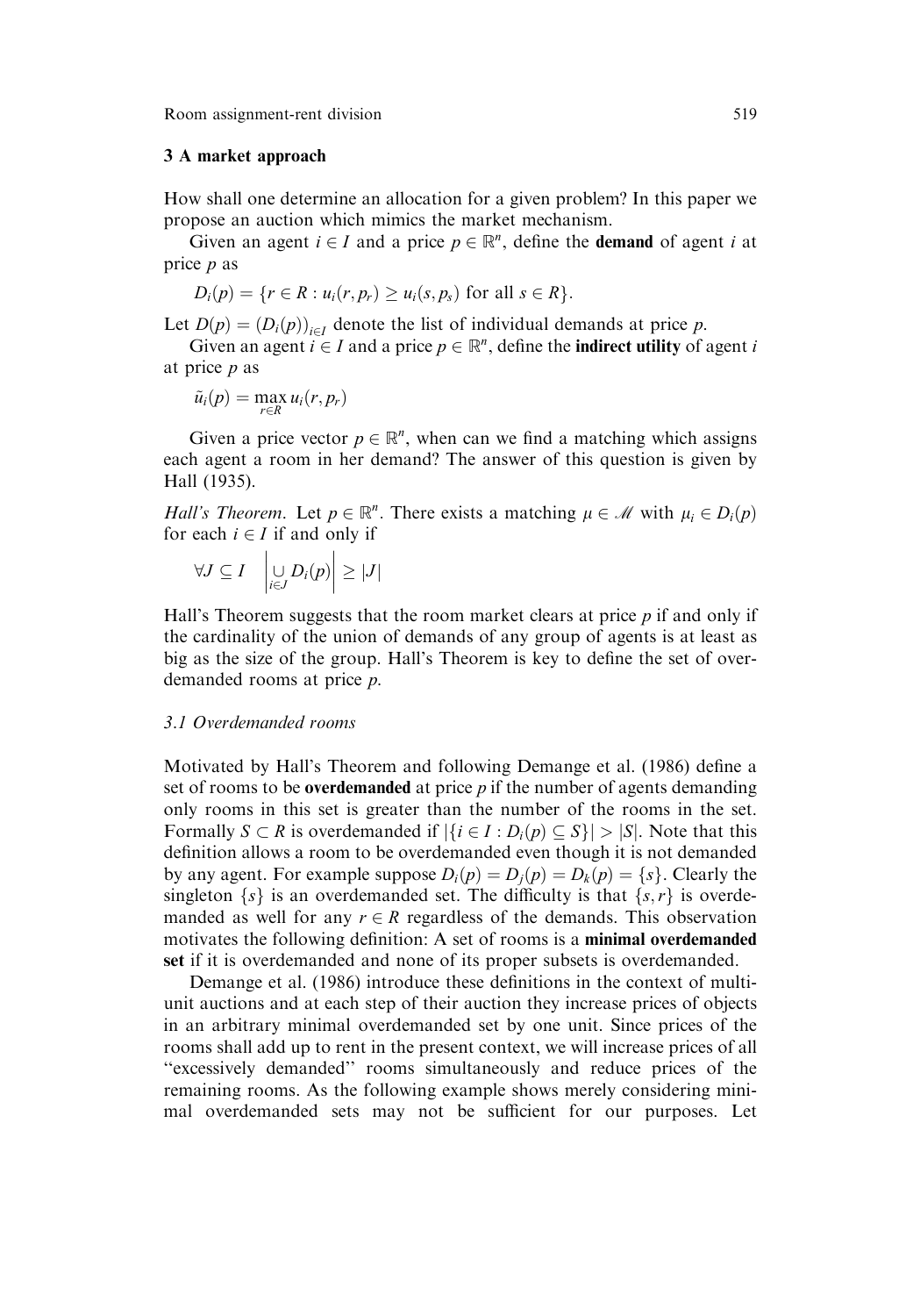## 3 A market approach

How shall one determine an allocation for a given problem? In this paper we propose an auction which mimics the market mechanism.

Given an agent $i \in I$ and a price $p \in \mathbb{R}^n$, define the **demand** of agent $i$ at price $p$ as

$$D_i(p) = \{r \in R : u_i(r, p_r) \geq u_i(s, p_s) \text{ for all } s \in R\}.$$

Let $D(p) = (D_i(p))_{i \in I}$ denote the list of individual demands at price $p$.

Given an agent $i \in I$ and a price $p \in \mathbb{R}^n$, define the **indirect utility** of agent $i$ at price $p$ as

$$\tilde{u}_i(p) = \max_{r \in R} u_i(r, p_r)$$

Given a price vector $p \in \mathbb{R}^n$, when can we find a matching which assigns each agent a room in her demand? The answer of this question is given by Hall (1935).

*Hall's Theorem*. Let $p \in \mathbb{R}^n$. There exists a matching $\mu \in \mathscr{M}$ with $\mu_i \in D_i(p)$ for each $i \in I$ if and only if

$$\forall J \subseteq I \quad \left| \bigcup_{i \in J} D_i(p) \right| \geq |J|$$

Hall's Theorem suggests that the room market clears at price $p$ if and only if the cardinality of the union of demands of any group of agents is at least as big as the size of the group. Hall's Theorem is key to define the set of overdemanded rooms at price $p$.

### 3.1 Overdemanded rooms

Motivated by Hall's Theorem and following Demange et al. (1986) define a set of rooms to be **overdemanded** at price $p$ if the number of agents demanding only rooms in this set is greater than the number of the rooms in the set. Formally $S \subset R$ is overdemanded if $|\{i \in I : D_i(p) \subseteq S\}| > |S|$. Note that this definition allows a room to be overdemanded even though it is not demanded by any agent. For example suppose $D_i(p) = D_j(p) = D_k(p) = \{s\}$. Clearly the singleton $\{s\}$ is an overdemanded set. The difficulty is that $\{s, r\}$ is overdemanded as well for any $r \in R$ regardless of the demands. This observation motivates the following definition: A set of rooms is a **minimal overdemanded set** if it is overdemanded and none of its proper subsets is overdemanded.

Demange et al. (1986) introduce these definitions in the context of multi-unit auctions and at each step of their auction they increase prices of objects in an arbitrary minimal overdemanded set by one unit. Since prices of the rooms shall add up to rent in the present context, we will increase prices of all "excessively demanded" rooms simultaneously and reduce prices of the remaining rooms. As the following example shows merely considering minimal overdemanded sets may not be sufficient for our purposes. Let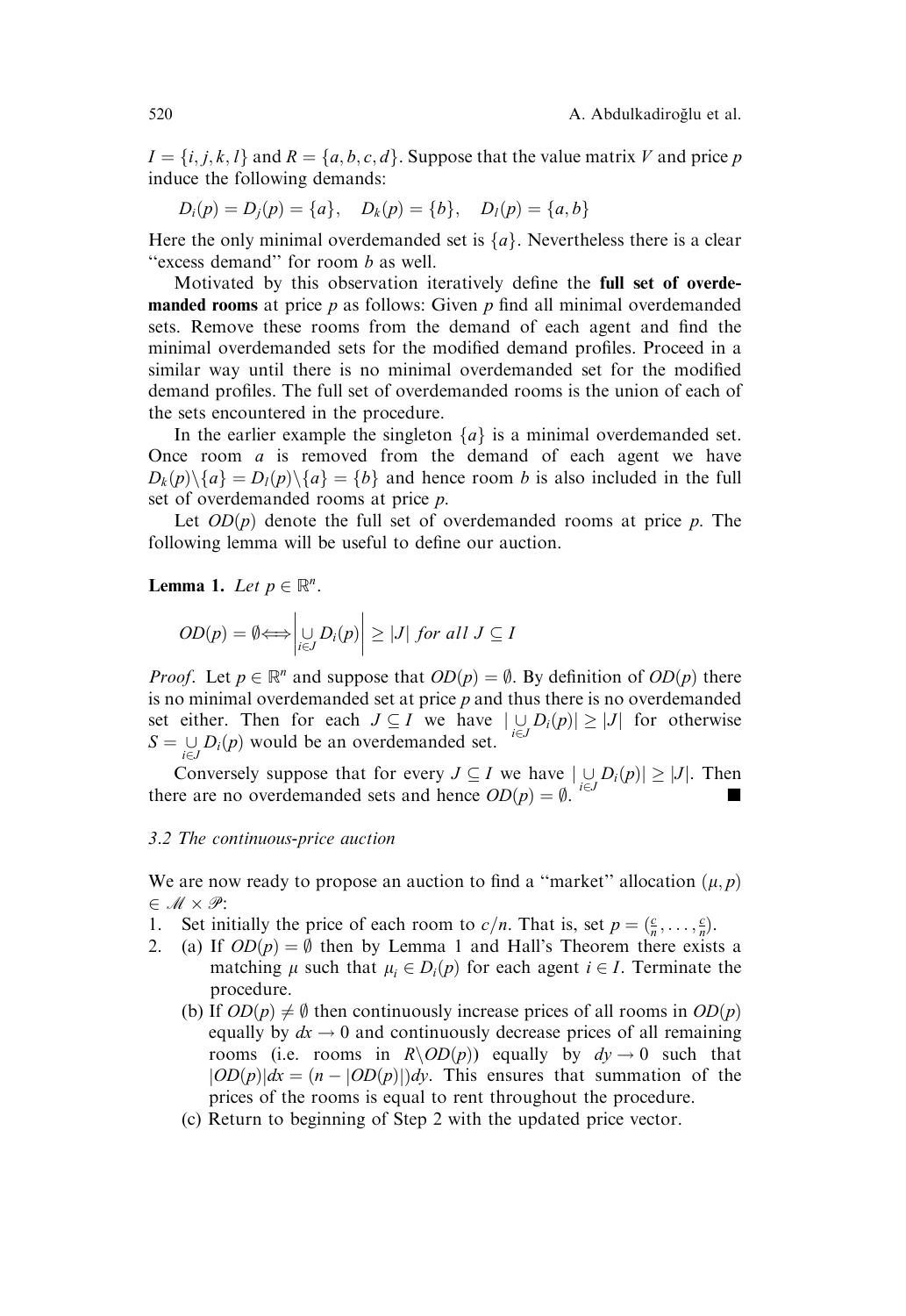$I = \{i, j, k, l\}$ and $R = \{a, b, c, d\}$. Suppose that the value matrix $V$ and price $p$ induce the following demands:

$$D_i(p) = D_j(p) = \{a\}, \quad D_k(p) = \{b\}, \quad D_l(p) = \{a, b\}$$

Here the only minimal overdemanded set is $\{a\}$. Nevertheless there is a clear "excess demand" for room $b$ as well.

Motivated by this observation iteratively define the **full set of overdemanded rooms** at price $p$ as follows: Given $p$ find all minimal overdemanded sets. Remove these rooms from the demand of each agent and find the minimal overdemanded sets for the modified demand profiles. Proceed in a similar way until there is no minimal overdemanded set for the modified demand profiles. The full set of overdemanded rooms is the union of each of the sets encountered in the procedure.

In the earlier example the singleton $\{a\}$ is a minimal overdemanded set. Once room $a$ is removed from the demand of each agent we have $D_k(p)\backslash\{a\} = D_l(p)\backslash\{a\} = \{b\}$ and hence room $b$ is also included in the full set of overdemanded rooms at price $p$.

Let $OD(p)$ denote the full set of overdemanded rooms at price $p$. The following lemma will be useful to define our auction.

**Lemma 1.** *Let* $p \in \mathbb{R}^n$.

$$OD(p) = \emptyset \Longleftrightarrow \left| \underset{i \in J}{\cup} D_i(p) \right| \geq |J| \text{ for all } J \subseteq I$$

*Proof*. Let $p \in \mathbb{R}^n$ and suppose that $OD(p) = \emptyset$. By definition of $OD(p)$ there is no minimal overdemanded set at price $p$ and thus there is no overdemanded set either. Then for each $J \subseteq I$ we have $|\underset{i \in J}{\cup} D_i(p)| \geq |J|$ for otherwise $S = \underset{i \in J}{\cup} D_i(p)$ would be an overdemanded set.

Conversely suppose that for every $J \subseteq I$ we have $|\underset{i \in J}{\cup} D_i(p)| \geq |J|$. Then there are no overdemanded sets and hence $OD(p) = \emptyset$. ∎

### *3.2 The continuous-price auction*

We are now ready to propose an auction to find a "market" allocation $(\mu, p) \in \mathscr{M} \times \mathscr{P}$:

1. Set initially the price of each room to $c/n$. That is, set $p = (\frac{c}{n}, \ldots, \frac{c}{n})$.
2. (a) If $OD(p) = \emptyset$ then by Lemma 1 and Hall's Theorem there exists a matching $\mu$ such that $\mu_i \in D_i(p)$ for each agent $i \in I$. Terminate the procedure.

   (b) If $OD(p) \neq \emptyset$ then continuously increase prices of all rooms in $OD(p)$ equally by $dx \to 0$ and continuously decrease prices of all remaining rooms (i.e. rooms in $R\backslash OD(p)$) equally by $dy \to 0$ such that $|OD(p)|dx = (n - |OD(p)|)dy$. This ensures that summation of the prices of the rooms is equal to rent throughout the procedure.

   (c) Return to beginning of Step 2 with the updated price vector.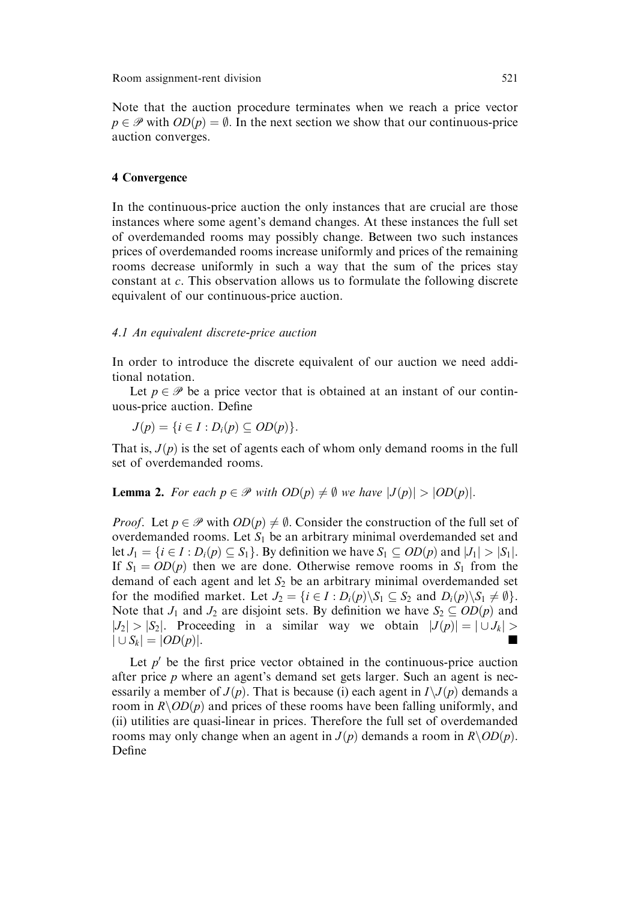Note that the auction procedure terminates when we reach a price vector $p \in \mathscr{P}$ with $OD(p) = \emptyset$. In the next section we show that our continuous-price auction converges.

## 4 Convergence

In the continuous-price auction the only instances that are crucial are those instances where some agent's demand changes. At these instances the full set of overdemanded rooms may possibly change. Between two such instances prices of overdemanded rooms increase uniformly and prices of the remaining rooms decrease uniformly in such a way that the sum of the prices stay constant at $c$. This observation allows us to formulate the following discrete equivalent of our continuous-price auction.

### 4.1 An equivalent discrete-price auction

In order to introduce the discrete equivalent of our auction we need additional notation.

Let $p \in \mathscr{P}$ be a price vector that is obtained at an instant of our continuous-price auction. Define

$$J(p) = \{i \in I : D_i(p) \subseteq OD(p)\}.$$

That is, $J(p)$ is the set of agents each of whom only demand rooms in the full set of overdemanded rooms.

**Lemma 2.** *For each $p \in \mathscr{P}$ with $OD(p) \neq \emptyset$ we have $|J(p)| > |OD(p)|$.*

*Proof*. Let $p \in \mathscr{P}$ with $OD(p) \neq \emptyset$. Consider the construction of the full set of overdemanded rooms. Let $S_1$ be an arbitrary minimal overdemanded set and let $J_1 = \{i \in I : D_i(p) \subseteq S_1\}$. By definition we have $S_1 \subseteq OD(p)$ and $|J_1| > |S_1|$. If $S_1 = OD(p)$ then we are done. Otherwise remove rooms in $S_1$ from the demand of each agent and let $S_2$ be an arbitrary minimal overdemanded set for the modified market. Let $J_2 = \{i \in I : D_i(p) \backslash S_1 \subseteq S_2 \text{ and } D_i(p) \backslash S_1 \neq \emptyset\}$. Note that $J_1$ and $J_2$ are disjoint sets. By definition we have $S_2 \subseteq OD(p)$ and $|J_2| > |S_2|$. Proceeding in a similar way we obtain $|J(p)| = |\cup J_k| > |\cup S_k| = |OD(p)|$. ■

Let $p'$ be the first price vector obtained in the continuous-price auction after price $p$ where an agent's demand set gets larger. Such an agent is necessarily a member of $J(p)$. That is because (i) each agent in $I \backslash J(p)$ demands a room in $R \backslash OD(p)$ and prices of these rooms have been falling uniformly, and (ii) utilities are quasi-linear in prices. Therefore the full set of overdemanded rooms may only change when an agent in $J(p)$ demands a room in $R \backslash OD(p)$. Define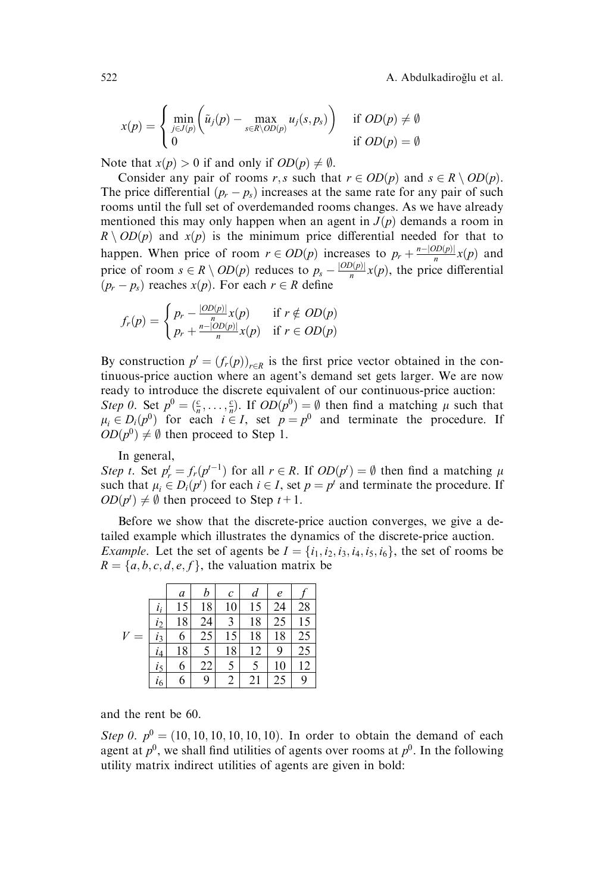$$x(p) = \begin{cases} \min_{j \in J(p)} \left( \tilde{u}_j(p) - \max_{s \in R \setminus OD(p)} u_j(s, p_s) \right) & \text{if } OD(p) \neq \emptyset \\ 0 & \text{if } OD(p) = \emptyset \end{cases}$$

Note that $x(p) > 0$ if and only if $OD(p) \neq \emptyset$.

Consider any pair of rooms $r, s$ such that $r \in OD(p)$ and $s \in R \setminus OD(p)$. The price differential $(p_r - p_s)$ increases at the same rate for any pair of such rooms until the full set of overdemanded rooms changes. As we have already mentioned this may only happen when an agent in $J(p)$ demands a room in $R \setminus OD(p)$ and $x(p)$ is the minimum price differential needed for that to happen. When price of room $r \in OD(p)$ increases to $p_r + \frac{n - |OD(p)|}{n} x(p)$ and price of room $s \in R \setminus OD(p)$ reduces to $p_s - \frac{|OD(p)|}{n} x(p)$, the price differential $(p_r - p_s)$ reaches $x(p)$. For each $r \in R$ define

$$f_r(p) = \begin{cases} p_r - \frac{|OD(p)|}{n} x(p) & \text{if } r \notin OD(p) \\ p_r + \frac{n - |OD(p)|}{n} x(p) & \text{if } r \in OD(p) \end{cases}$$

By construction $p' = (f_r(p))_{r \in R}$ is the first price vector obtained in the continuous-price auction where an agent's demand set gets larger. We are now ready to introduce the discrete equivalent of our continuous-price auction:

*Step 0.* Set $p^0 = (\frac{c}{n}, \ldots, \frac{c}{n})$. If $OD(p^0) = \emptyset$ then find a matching $\mu$ such that $\mu_i \in D_i(p^0)$ for each $i \in I$, set $p = p^0$ and terminate the procedure. If $OD(p^0) \neq \emptyset$ then proceed to Step 1.

In general,

*Step t.* Set $p_r^t = f_r(p^{t-1})$ for all $r \in R$. If $OD(p^t) = \emptyset$ then find a matching $\mu$ such that $\mu_i \in D_i(p^t)$ for each $i \in I$, set $p = p^t$ and terminate the procedure. If $OD(p^t) \neq \emptyset$ then proceed to Step $t+1$.

Before we show that the discrete-price auction converges, we give a detailed example which illustrates the dynamics of the discrete-price auction.

*Example.* Let the set of agents be $I = \{i_1, i_2, i_3, i_4, i_5, i_6\}$, the set of rooms be $R = \{a, b, c, d, e, f\}$, the valuation matrix be

$V =$

| | $a$ | $b$ | $c$ | $d$ | $e$ | $f$ |
|---|---|---|---|---|---|---|
| $i_1$ | 15 | 18 | 10 | 15 | 24 | 28 |
| $i_2$ | 18 | 24 | 3 | 18 | 25 | 15 |
| $i_3$ | 6 | 25 | 15 | 18 | 18 | 25 |
| $i_4$ | 18 | 5 | 18 | 12 | 9 | 25 |
| $i_5$ | 6 | 22 | 5 | 5 | 10 | 12 |
| $i_6$ | 6 | 9 | 2 | 21 | 25 | 9 |

and the rent be 60.

*Step 0.* $p^0 = (10, 10, 10, 10, 10, 10)$. In order to obtain the demand of each agent at $p^0$, we shall find utilities of agents over rooms at $p^0$. In the following utility matrix indirect utilities of agents are given in bold: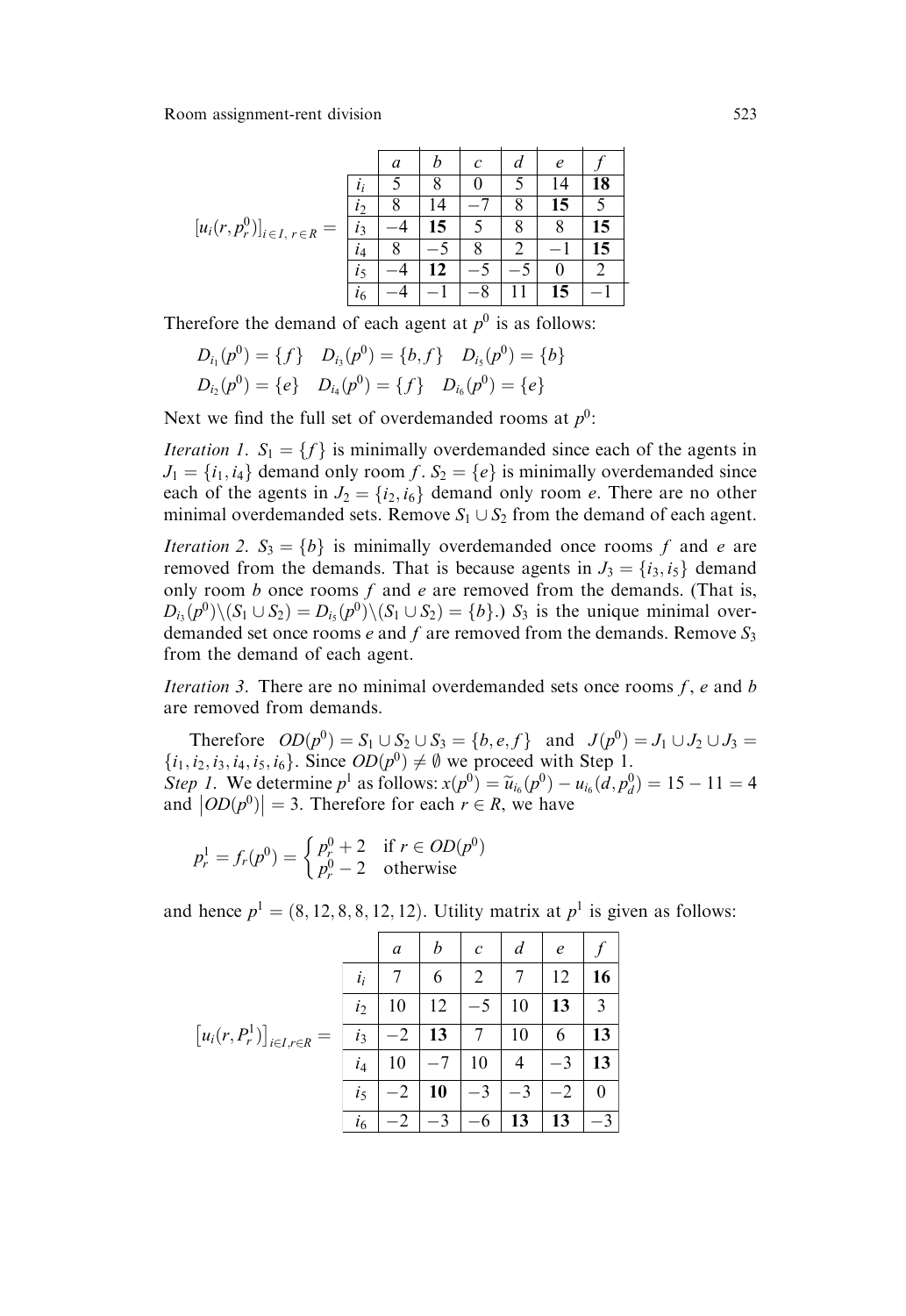$[u_i(r, p_r^0)]_{i \in I,\, r \in R} =$

| | $a$ | $b$ | $c$ | $d$ | $e$ | $f$ |
|---|---|---|---|---|---|---|
| $i_i$ | 5 | 8 | 0 | 5 | 14 | **18** |
| $i_2$ | 8 | 14 | −7 | 8 | **15** | 5 |
| $i_3$ | −4 | **15** | 5 | 8 | 8 | **15** |
| $i_4$ | 8 | −5 | 8 | 2 | −1 | **15** |
| $i_5$ | −4 | **12** | −5 | −5 | 0 | 2 |
| $i_6$ | −4 | −1 | −8 | 11 | **15** | −1 |

Therefore the demand of each agent at $p^0$ is as follows:

$$D_{i_1}(p^0) = \{f\} \quad D_{i_3}(p^0) = \{b, f\} \quad D_{i_5}(p^0) = \{b\}$$
$$D_{i_2}(p^0) = \{e\} \quad D_{i_4}(p^0) = \{f\} \quad D_{i_6}(p^0) = \{e\}$$

Next we find the full set of overdemanded rooms at $p^0$:

*Iteration 1.* $S_1 = \{f\}$ is minimally overdemanded since each of the agents in $J_1 = \{i_1, i_4\}$ demand only room $f$. $S_2 = \{e\}$ is minimally overdemanded since each of the agents in $J_2 = \{i_2, i_6\}$ demand only room $e$. There are no other minimal overdemanded sets. Remove $S_1 \cup S_2$ from the demand of each agent.

*Iteration 2.* $S_3 = \{b\}$ is minimally overdemanded once rooms $f$ and $e$ are removed from the demands. That is because agents in $J_3 = \{i_3, i_5\}$ demand only room $b$ once rooms $f$ and $e$ are removed from the demands. (That is, $D_{i_3}(p^0) \backslash (S_1 \cup S_2) = D_{i_5}(p^0) \backslash (S_1 \cup S_2) = \{b\}$.) $S_3$ is the unique minimal overdemanded set once rooms $e$ and $f$ are removed from the demands. Remove $S_3$ from the demand of each agent.

*Iteration 3.* There are no minimal overdemanded sets once rooms $f$, $e$ and $b$ are removed from demands.

Therefore $OD(p^0) = S_1 \cup S_2 \cup S_3 = \{b, e, f\}$ and $J(p^0) = J_1 \cup J_2 \cup J_3 = \{i_1, i_2, i_3, i_4, i_5, i_6\}$. Since $OD(p^0) \neq \emptyset$ we proceed with Step 1.
*Step 1.* We determine $p^1$ as follows: $x(p^0) = \widetilde{u}_{i_6}(p^0) - u_{i_6}(d, p_d^0) = 15 - 11 = 4$ and $|OD(p^0)| = 3$. Therefore for each $r \in R$, we have

$$p_r^1 = f_r(p^0) = \begin{cases} p_r^0 + 2 & \text{if } r \in OD(p^0) \\ p_r^0 - 2 & \text{otherwise} \end{cases}$$

and hence $p^1 = (8, 12, 8, 8, 12, 12)$. Utility matrix at $p^1$ is given as follows:

$\left[u_i(r, P_r^1)\right]_{i \in I, r \in R} =$

| | $a$ | $b$ | $c$ | $d$ | $e$ | $f$ |
|---|---|---|---|---|---|---|
| $i_i$ | 7 | 6 | 2 | 7 | 12 | **16** |
| $i_2$ | 10 | 12 | −5 | 10 | **13** | 3 |
| $i_3$ | −2 | **13** | 7 | 10 | 6 | **13** |
| $i_4$ | 10 | −7 | 10 | 4 | −3 | **13** |
| $i_5$ | −2 | **10** | −3 | −3 | −2 | 0 |
| $i_6$ | −2 | −3 | −6 | **13** | **13** | −3 |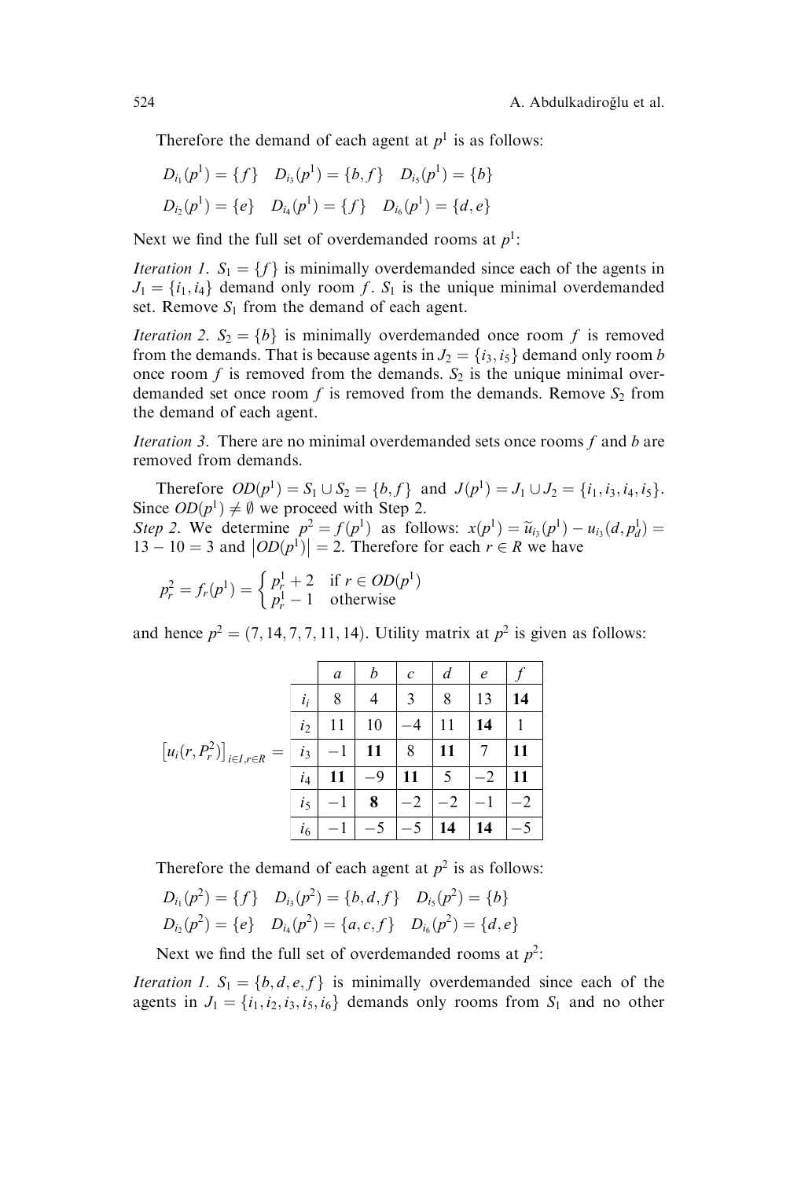Therefore the demand of each agent at $p^1$ is as follows:

$$D_{i_1}(p^1) = \{f\} \quad D_{i_3}(p^1) = \{b, f\} \quad D_{i_5}(p^1) = \{b\}$$
$$D_{i_2}(p^1) = \{e\} \quad D_{i_4}(p^1) = \{f\} \quad D_{i_6}(p^1) = \{d, e\}$$

Next we find the full set of overdemanded rooms at $p^1$:

*Iteration 1.* $S_1 = \{f\}$ is minimally overdemanded since each of the agents in $J_1 = \{i_1, i_4\}$ demand only room $f$. $S_1$ is the unique minimal overdemanded set. Remove $S_1$ from the demand of each agent.

*Iteration 2.* $S_2 = \{b\}$ is minimally overdemanded once room $f$ is removed from the demands. That is because agents in $J_2 = \{i_3, i_5\}$ demand only room $b$ once room $f$ is removed from the demands. $S_2$ is the unique minimal overdemanded set once room $f$ is removed from the demands. Remove $S_2$ from the demand of each agent.

*Iteration 3.* There are no minimal overdemanded sets once rooms $f$ and $b$ are removed from demands.

Therefore $OD(p^1) = S_1 \cup S_2 = \{b, f\}$ and $J(p^1) = J_1 \cup J_2 = \{i_1, i_3, i_4, i_5\}$. Since $OD(p^1) \neq \emptyset$ we proceed with Step 2.
*Step 2.* We determine $p^2 = f(p^1)$ as follows: $x(p^1) = \widetilde{u}_{i_3}(p^1) - u_{i_3}(d, p^1_d) = 13 - 10 = 3$ and $|OD(p^1)| = 2$. Therefore for each $r \in R$ we have

$$p^2_r = f_r(p^1) = \begin{cases} p^1_r + 2 & \text{if } r \in OD(p^1) \\ p^1_r - 1 & \text{otherwise} \end{cases}$$

and hence $p^2 = (7, 14, 7, 7, 11, 14)$. Utility matrix at $p^2$ is given as follows:

$[u_i(r, P^2_r)]_{i \in I, r \in R} =$

| | $a$ | $b$ | $c$ | $d$ | $e$ | $f$ |
|---|---|---|---|---|---|---|
| $i_i$ | 8 | 4 | 3 | 8 | 13 | **14** |
| $i_2$ | 11 | 10 | $-4$ | 11 | **14** | 1 |
| $i_3$ | $-1$ | **11** | 8 | **11** | 7 | **11** |
| $i_4$ | **11** | $-9$ | **11** | 5 | $-2$ | **11** |
| $i_5$ | $-1$ | **8** | $-2$ | $-2$ | $-1$ | $-2$ |
| $i_6$ | $-1$ | $-5$ | $-5$ | **14** | **14** | $-5$ |

Therefore the demand of each agent at $p^2$ is as follows:

$$D_{i_1}(p^2) = \{f\} \quad D_{i_3}(p^2) = \{b, d, f\} \quad D_{i_5}(p^2) = \{b\}$$
$$D_{i_2}(p^2) = \{e\} \quad D_{i_4}(p^2) = \{a, c, f\} \quad D_{i_6}(p^2) = \{d, e\}$$

Next we find the full set of overdemanded rooms at $p^2$:

*Iteration 1.* $S_1 = \{b, d, e, f\}$ is minimally overdemanded since each of the agents in $J_1 = \{i_1, i_2, i_3, i_5, i_6\}$ demands only rooms from $S_1$ and no other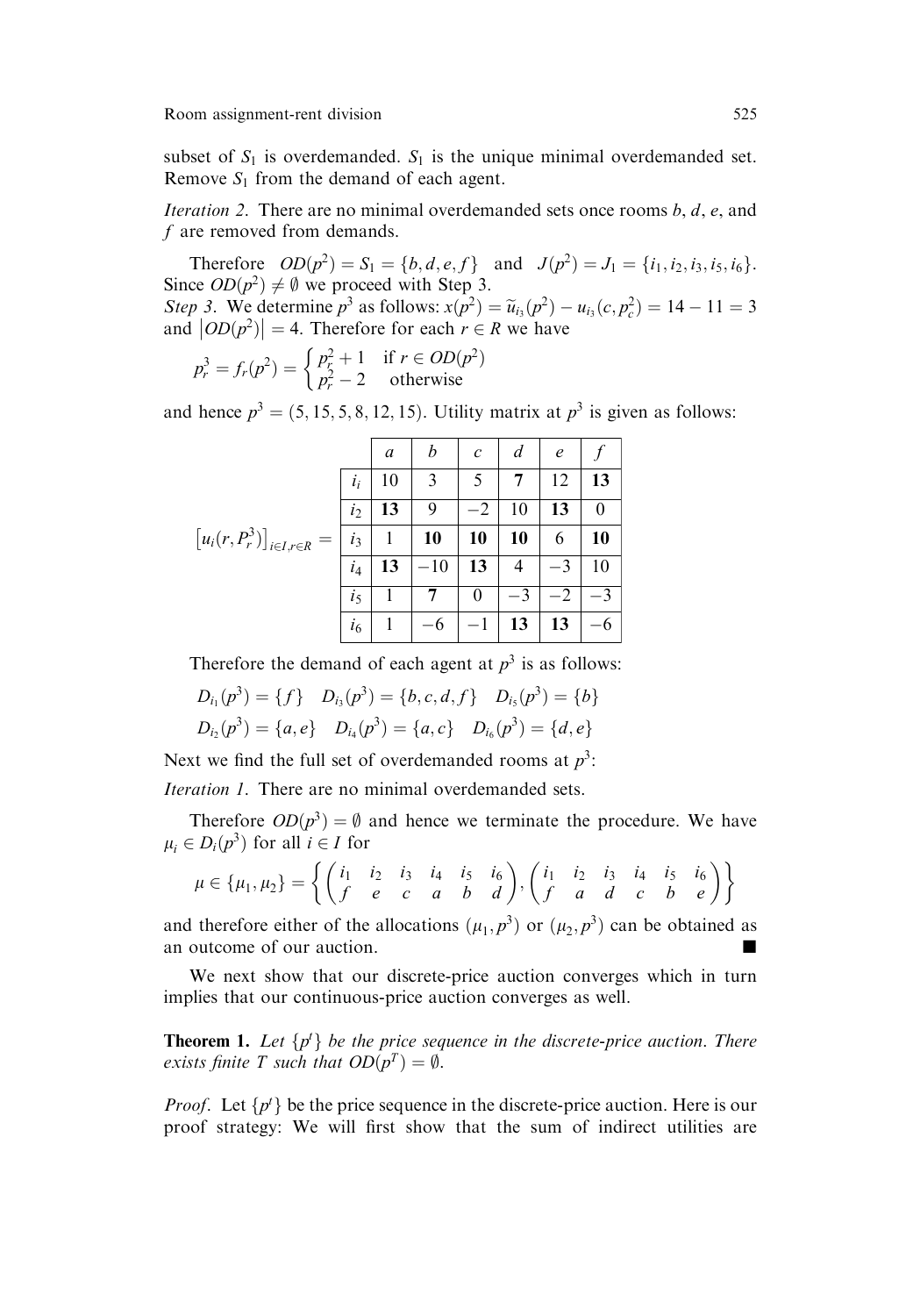subset of $S_1$ is overdemanded. $S_1$ is the unique minimal overdemanded set. Remove $S_1$ from the demand of each agent.

*Iteration 2*. There are no minimal overdemanded sets once rooms $b$, $d$, $e$, and $f$ are removed from demands.

Therefore $OD(p^2) = S_1 = \{b, d, e, f\}$ and $J(p^2) = J_1 = \{i_1, i_2, i_3, i_5, i_6\}$. Since $OD(p^2) \neq \emptyset$ we proceed with Step 3.

*Step 3*. We determine $p^3$ as follows: $x(p^2) = \widetilde{u}_{i_3}(p^2) - u_{i_3}(c, p_c^2) = 14 - 11 = 3$ and $|OD(p^2)| = 4$. Therefore for each $r \in R$ we have

$$p_r^3 = f_r(p^2) = \begin{cases} p_r^2 + 1 & \text{if } r \in OD(p^2) \\ p_r^2 - 2 & \text{otherwise} \end{cases}$$

and hence $p^3 = (5, 15, 5, 8, 12, 15)$. Utility matrix at $p^3$ is given as follows:

$\left[u_i(r, P_r^3)\right]_{i \in I, r \in R} =$

| | $a$ | $b$ | $c$ | $d$ | $e$ | $f$ |
|---|---|---|---|---|---|---|
| $i_i$ | 10 | 3 | 5 | **7** | 12 | **13** |
| $i_2$ | **13** | 9 | $-2$ | 10 | **13** | 0 |
| $i_3$ | 1 | **10** | **10** | **10** | 6 | **10** |
| $i_4$ | **13** | $-10$ | **13** | 4 | $-3$ | 10 |
| $i_5$ | 1 | **7** | 0 | $-3$ | $-2$ | $-3$ |
| $i_6$ | 1 | $-6$ | $-1$ | **13** | **13** | $-6$ |

Therefore the demand of each agent at $p^3$ is as follows:

$$D_{i_1}(p^3) = \{f\} \quad D_{i_3}(p^3) = \{b, c, d, f\} \quad D_{i_5}(p^3) = \{b\}$$
$$D_{i_2}(p^3) = \{a, e\} \quad D_{i_4}(p^3) = \{a, c\} \quad D_{i_6}(p^3) = \{d, e\}$$

Next we find the full set of overdemanded rooms at $p^3$:

*Iteration 1*. There are no minimal overdemanded sets.

Therefore $OD(p^3) = \emptyset$ and hence we terminate the procedure. We have $\mu_i \in D_i(p^3)$ for all $i \in I$ for

$$\mu \in \{\mu_1, \mu_2\} = \left\{ \begin{pmatrix} i_1 & i_2 & i_3 & i_4 & i_5 & i_6 \\ f & e & c & a & b & d \end{pmatrix}, \begin{pmatrix} i_1 & i_2 & i_3 & i_4 & i_5 & i_6 \\ f & a & d & c & b & e \end{pmatrix} \right\}$$

and therefore either of the allocations $(\mu_1, p^3)$ or $(\mu_2, p^3)$ can be obtained as an outcome of our auction. ■

We next show that our discrete-price auction converges which in turn implies that our continuous-price auction converges as well.

**Theorem 1.** *Let $\{p^t\}$ be the price sequence in the discrete-price auction. There exists finite $T$ such that $OD(p^T) = \emptyset$.*

*Proof*. Let $\{p^t\}$ be the price sequence in the discrete-price auction. Here is our proof strategy: We will first show that the sum of indirect utilities are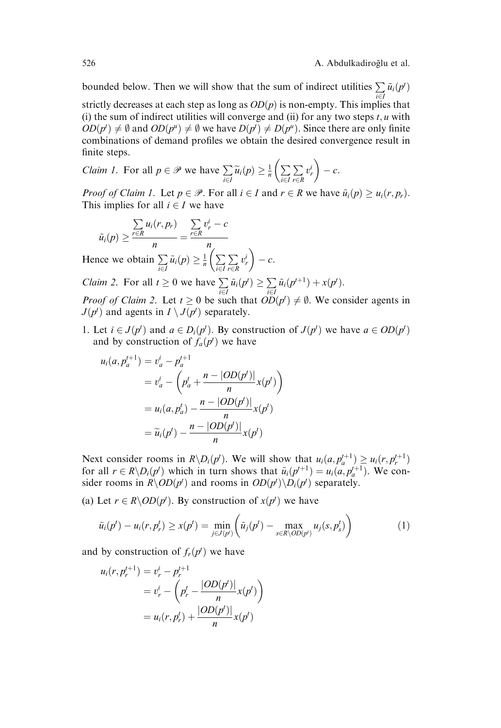bounded below. Then we will show that the sum of indirect utilities $\sum_{i \in I} \tilde{u}_i(p^t)$ strictly decreases at each step as long as $OD(p)$ is non-empty. This implies that (i) the sum of indirect utilities will converge and (ii) for any two steps $t, u$ with $OD(p^t) \neq \emptyset$ and $OD(p^u) \neq \emptyset$ we have $D(p^t) \neq D(p^u)$. Since there are only finite combinations of demand profiles we obtain the desired convergence result in finite steps.

*Claim 1.* For all $p \in \mathscr{P}$ we have $\sum_{i \in I} \tilde{u}_i(p) \geq \frac{1}{n}\left(\sum_{i \in I} \sum_{r \in R} v_r^i\right) - c$.

*Proof of Claim 1.* Let $p \in \mathscr{P}$. For all $i \in I$ and $r \in R$ we have $\tilde{u}_i(p) \geq u_i(r, p_r)$. This implies for all $i \in I$ we have

$$\tilde{u}_i(p) \geq \frac{\sum_{r \in R} u_i(r, p_r)}{n} = \frac{\sum_{r \in R} v_r^i - c}{n}$$

Hence we obtain $\sum_{i \in I} \tilde{u}_i(p) \geq \frac{1}{n}\left(\sum_{i \in I} \sum_{r \in R} v_r^i\right) - c$.

*Claim 2.* For all $t \geq 0$ we have $\sum_{i \in I} \tilde{u}_i(p^t) \geq \sum_{i \in I} \tilde{u}_i(p^{t+1}) + x(p^t)$.

*Proof of Claim 2.* Let $t \geq 0$ be such that $OD(p^t) \neq \emptyset$. We consider agents in $J(p^t)$ and agents in $I \setminus J(p^t)$ separately.

1. Let $i \in J(p^t)$ and $a \in D_i(p^t)$. By construction of $J(p^t)$ we have $a \in OD(p^t)$ and by construction of $f_a(p^t)$ we have

$$\begin{aligned}
u_i(a, p_a^{t+1}) &= v_a^i - p_a^{t+1} \\
&= v_a^i - \left(p_a^t + \frac{n - |OD(p^t)|}{n} x(p^t)\right) \\
&= u_i(a, p_a^t) - \frac{n - |OD(p^t)|}{n} x(p^t) \\
&= \tilde{u}_i(p^t) - \frac{n - |OD(p^t)|}{n} x(p^t)
\end{aligned}$$

Next consider rooms in $R \backslash D_i(p^t)$. We will show that $u_i(a, p_a^{t+1}) \geq u_i(r, p_r^{t+1})$ for all $r \in R \backslash D_i(p^t)$ which in turn shows that $\tilde{u}_i(p^{t+1}) = u_i(a, p_a^{t+1})$. We consider rooms in $R \backslash OD(p^t)$ and rooms in $OD(p^t) \backslash D_i(p^t)$ separately.

(a) Let $r \in R \backslash OD(p^t)$. By construction of $x(p^t)$ we have

$$\tilde{u}_i(p^t) - u_i(r, p_r^t) \geq x(p^t) = \min_{j \in J(p^t)} \left(\tilde{u}_j(p^t) - \max_{s \in R \backslash OD(p^t)} u_j(s, p_s^t)\right) \tag{1}$$

and by construction of $f_r(p^t)$ we have

$$\begin{aligned}
u_i(r, p_r^{t+1}) &= v_r^i - p_r^{t+1} \\
&= v_r^i - \left(p_r^t - \frac{|OD(p^t)|}{n} x(p^t)\right) \\
&= u_i(r, p_r^t) + \frac{|OD(p^t)|}{n} x(p^t)
\end{aligned}$$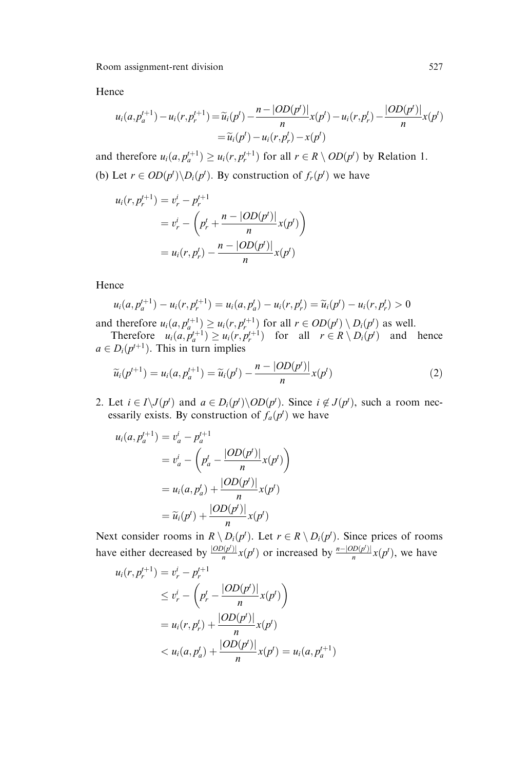Hence

$$u_i(a, p_a^{t+1}) - u_i(r, p_r^{t+1}) = \widetilde{u}_i(p^t) - \frac{n - |OD(p^t)|}{n} x(p^t) - u_i(r, p_r^t) - \frac{|OD(p^t)|}{n} x(p^t)$$
$$= \widetilde{u}_i(p^t) - u_i(r, p_r^t) - x(p^t)$$

and therefore $u_i(a, p_a^{t+1}) \geq u_i(r, p_r^{t+1})$ for all $r \in R \setminus OD(p^t)$ by Relation 1.

(b) Let $r \in OD(p^t) \backslash D_i(p^t)$. By construction of $f_r(p^t)$ we have

$$\begin{aligned}
u_i(r, p_r^{t+1}) &= v_r^i - p_r^{t+1} \\
&= v_r^i - \left( p_r^t + \frac{n - |OD(p^t)|}{n} x(p^t) \right) \\
&= u_i(r, p_r^t) - \frac{n - |OD(p^t)|}{n} x(p^t)
\end{aligned}$$

Hence

$$u_i(a, p_a^{t+1}) - u_i(r, p_r^{t+1}) = u_i(a, p_a^t) - u_i(r, p_r^t) = \widetilde{u}_i(p^t) - u_i(r, p_r^t) > 0$$

and therefore $u_i(a, p_a^{t+1}) \geq u_i(r, p_r^{t+1})$ for all $r \in OD(p^t) \setminus D_i(p^t)$ as well.

Therefore $u_i(a, p_a^{t+1}) \geq u_i(r, p_r^{t+1})$ for all $r \in R \setminus D_i(p^t)$ and hence $a \in D_i(p^{t+1})$. This in turn implies

$$\widetilde{u}_i(p^{t+1}) = u_i(a, p_a^{t+1}) = \widetilde{u}_i(p^t) - \frac{n - |OD(p^t)|}{n} x(p^t) \tag{2}$$

2. Let $i \in I \backslash J(p^t)$ and $a \in D_i(p^t) \backslash OD(p^t)$. Since $i \notin J(p^t)$, such a room necessarily exists. By construction of $f_a(p^t)$ we have

$$\begin{aligned}
u_i(a, p_a^{t+1}) &= v_a^i - p_a^{t+1} \\
&= v_a^i - \left( p_a^t - \frac{|OD(p^t)|}{n} x(p^t) \right) \\
&= u_i(a, p_a^t) + \frac{|OD(p^t)|}{n} x(p^t) \\
&= \widetilde{u}_i(p^t) + \frac{|OD(p^t)|}{n} x(p^t)
\end{aligned}$$

Next consider rooms in $R \setminus D_i(p^t)$. Let $r \in R \setminus D_i(p^t)$. Since prices of rooms have either decreased by $\frac{|OD(p^t)|}{n} x(p^t)$ or increased by $\frac{n - |OD(p^t)|}{n} x(p^t)$, we have

$$\begin{aligned}
u_i(r, p_r^{t+1}) &= v_r^i - p_r^{t+1} \\
&\leq v_r^i - \left( p_r^t - \frac{|OD(p^t)|}{n} x(p^t) \right) \\
&= u_i(r, p_r^t) + \frac{|OD(p^t)|}{n} x(p^t) \\
&< u_i(a, p_a^t) + \frac{|OD(p^t)|}{n} x(p^t) = u_i(a, p_a^{t+1})
\end{aligned}$$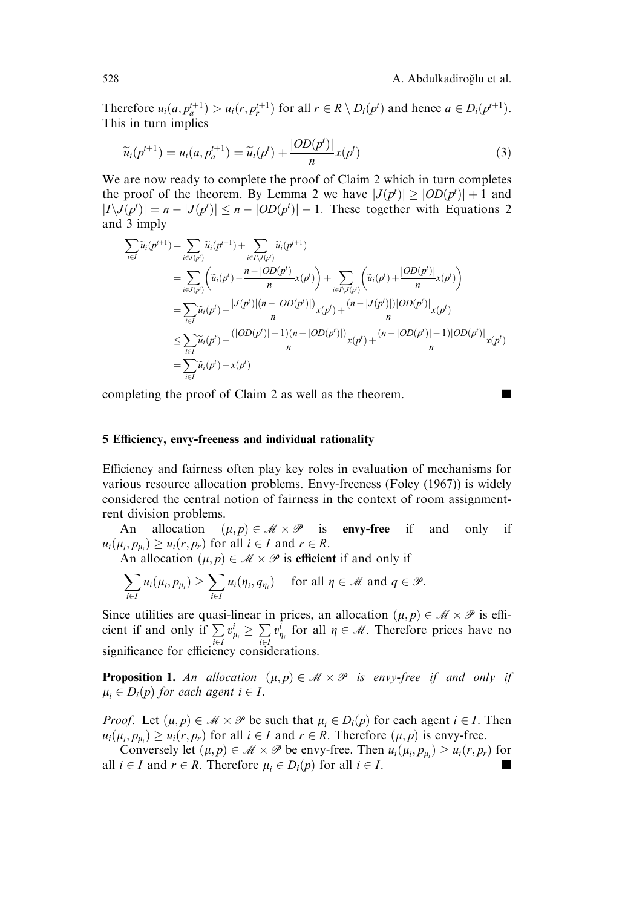Therefore $u_i(a, p_a^{t+1}) > u_i(r, p_r^{t+1})$ for all $r \in R \setminus D_i(p^t)$ and hence $a \in D_i(p^{t+1})$. This in turn implies

$$\widetilde{u}_i(p^{t+1}) = u_i(a, p_a^{t+1}) = \widetilde{u}_i(p^t) + \frac{|OD(p^t)|}{n} x(p^t) \tag{3}$$

We are now ready to complete the proof of Claim 2 which in turn completes the proof of the theorem. By Lemma 2 we have $|J(p^t)| \geq |OD(p^t)| + 1$ and $|I \setminus J(p^t)| = n - |J(p^t)| \leq n - |OD(p^t)| - 1$. These together with Equations 2 and 3 imply

$$\begin{aligned}
\sum_{i \in I} \widetilde{u}_i(p^{t+1}) &= \sum_{i \in J(p^t)} \widetilde{u}_i(p^{t+1}) + \sum_{i \in I \setminus J(p^t)} \widetilde{u}_i(p^{t+1}) \\
&= \sum_{i \in J(p^t)} \left( \widetilde{u}_i(p^t) - \frac{n - |OD(p^t)|}{n} x(p^t) \right) + \sum_{i \in I \setminus J(p^t)} \left( \widetilde{u}_i(p^t) + \frac{|OD(p^t)|}{n} x(p^t) \right) \\
&= \sum_{i \in I} \widetilde{u}_i(p^t) - \frac{|J(p^t)|(n - |OD(p^t)|)}{n} x(p^t) + \frac{(n - |J(p^t)|)|OD(p^t)|}{n} x(p^t) \\
&\leq \sum_{i \in I} \widetilde{u}_i(p^t) - \frac{(|OD(p^t)| + 1)(n - |OD(p^t)|)}{n} x(p^t) + \frac{(n - |OD(p^t)| - 1)|OD(p^t)|}{n} x(p^t) \\
&= \sum_{i \in I} \widetilde{u}_i(p^t) - x(p^t)
\end{aligned}$$

completing the proof of Claim 2 as well as the theorem. ■

## 5 Efficiency, envy-freeness and individual rationality

Efficiency and fairness often play key roles in evaluation of mechanisms for various resource allocation problems. Envy-freeness (Foley (1967)) is widely considered the central notion of fairness in the context of room assignment-rent division problems.

An allocation $(\mu, p) \in \mathscr{M} \times \mathscr{P}$ is **envy-free** if and only if $u_i(\mu_i, p_{\mu_i}) \geq u_i(r, p_r)$ for all $i \in I$ and $r \in R$.

An allocation $(\mu, p) \in \mathscr{M} \times \mathscr{P}$ is **efficient** if and only if

$$\sum_{i \in I} u_i(\mu_i, p_{\mu_i}) \geq \sum_{i \in I} u_i(\eta_i, q_{\eta_i}) \quad \text{for all } \eta \in \mathscr{M} \text{ and } q \in \mathscr{P}.$$

Since utilities are quasi-linear in prices, an allocation $(\mu, p) \in \mathscr{M} \times \mathscr{P}$ is efficient if and only if $\sum_{i \in I} v^i_{\mu_i} \geq \sum_{i \in I} v^i_{\eta_i}$ for all $\eta \in \mathscr{M}$. Therefore prices have no significance for efficiency considerations.

**Proposition 1.** *An allocation $(\mu, p) \in \mathscr{M} \times \mathscr{P}$ is envy-free if and only if $\mu_i \in D_i(p)$ for each agent $i \in I$.*

*Proof*. Let $(\mu, p) \in \mathscr{M} \times \mathscr{P}$ be such that $\mu_i \in D_i(p)$ for each agent $i \in I$. Then $u_i(\mu_i, p_{\mu_i}) \geq u_i(r, p_r)$ for all $i \in I$ and $r \in R$. Therefore $(\mu, p)$ is envy-free.

Conversely let $(\mu, p) \in \mathscr{M} \times \mathscr{P}$ be envy-free. Then $u_i(\mu_i, p_{\mu_i}) \geq u_i(r, p_r)$ for all $i \in I$ and $r \in R$. Therefore $\mu_i \in D_i(p)$ for all $i \in I$. ■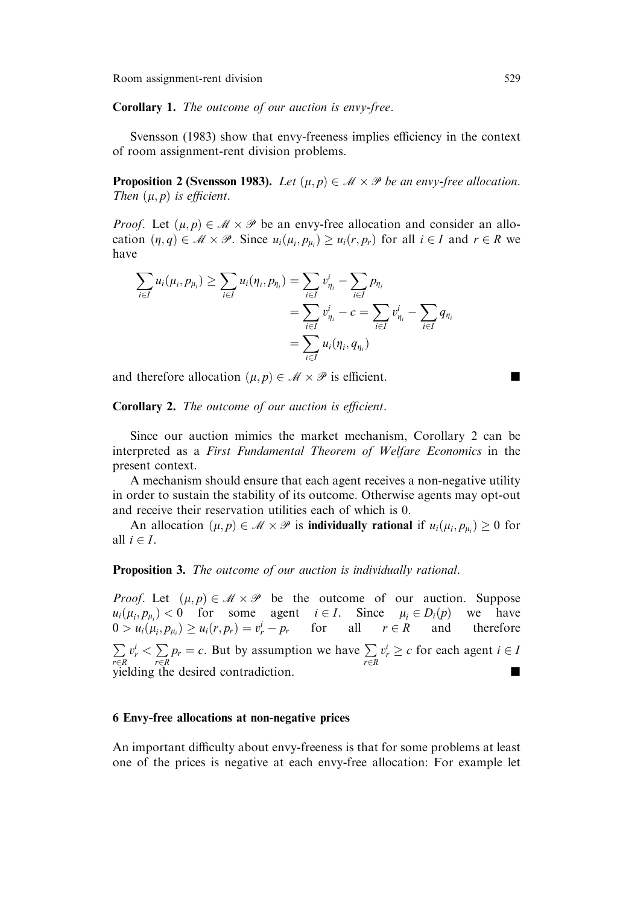**Corollary 1.** *The outcome of our auction is envy-free.*

Svensson (1983) show that envy-freeness implies efficiency in the context of room assignment-rent division problems.

**Proposition 2 (Svensson 1983).** *Let $(\mu, p) \in \mathscr{M} \times \mathscr{P}$ be an envy-free allocation. Then $(\mu, p)$ is efficient.*

*Proof*. Let $(\mu, p) \in \mathscr{M} \times \mathscr{P}$ be an envy-free allocation and consider an allocation $(\eta, q) \in \mathscr{M} \times \mathscr{P}$. Since $u_i(\mu_i, p_{\mu_i}) \geq u_i(r, p_r)$ for all $i \in I$ and $r \in R$ we have

$$\begin{aligned}
\sum_{i\in I} u_i(\mu_i, p_{\mu_i}) \geq \sum_{i\in I} u_i(\eta_i, p_{\eta_i}) &= \sum_{i\in I} v^i_{\eta_i} - \sum_{i\in I} p_{\eta_i} \\
&= \sum_{i\in I} v^i_{\eta_i} - c = \sum_{i\in I} v^i_{\eta_i} - \sum_{i\in I} q_{\eta_i} \\
&= \sum_{i\in I} u_i(\eta_i, q_{\eta_i})
\end{aligned}$$

and therefore allocation $(\mu, p) \in \mathscr{M} \times \mathscr{P}$ is efficient. ∎

**Corollary 2.** *The outcome of our auction is efficient.*

Since our auction mimics the market mechanism, Corollary 2 can be interpreted as a *First Fundamental Theorem of Welfare Economics* in the present context.

A mechanism should ensure that each agent receives a non-negative utility in order to sustain the stability of its outcome. Otherwise agents may opt-out and receive their reservation utilities each of which is 0.

An allocation $(\mu, p) \in \mathscr{M} \times \mathscr{P}$ is **individually rational** if $u_i(\mu_i, p_{\mu_i}) \geq 0$ for all $i \in I$.

**Proposition 3.** *The outcome of our auction is individually rational.*

*Proof*. Let $(\mu, p) \in \mathscr{M} \times \mathscr{P}$ be the outcome of our auction. Suppose $u_i(\mu_i, p_{\mu_i}) < 0$ for some agent $i \in I$. Since $\mu_i \in D_i(p)$ we have $0 > u_i(\mu_i, p_{\mu_i}) \geq u_i(r, p_r) = v^i_r - p_r$ for all $r \in R$ and therefore $\sum_{r\in R} v^i_r < \sum_{r\in R} p_r = c$. But by assumption we have $\sum_{r\in R} v^i_r \geq c$ for each agent $i \in I$ yielding the desired contradiction. ∎

## 6 Envy-free allocations at non-negative prices

An important difficulty about envy-freeness is that for some problems at least one of the prices is negative at each envy-free allocation: For example let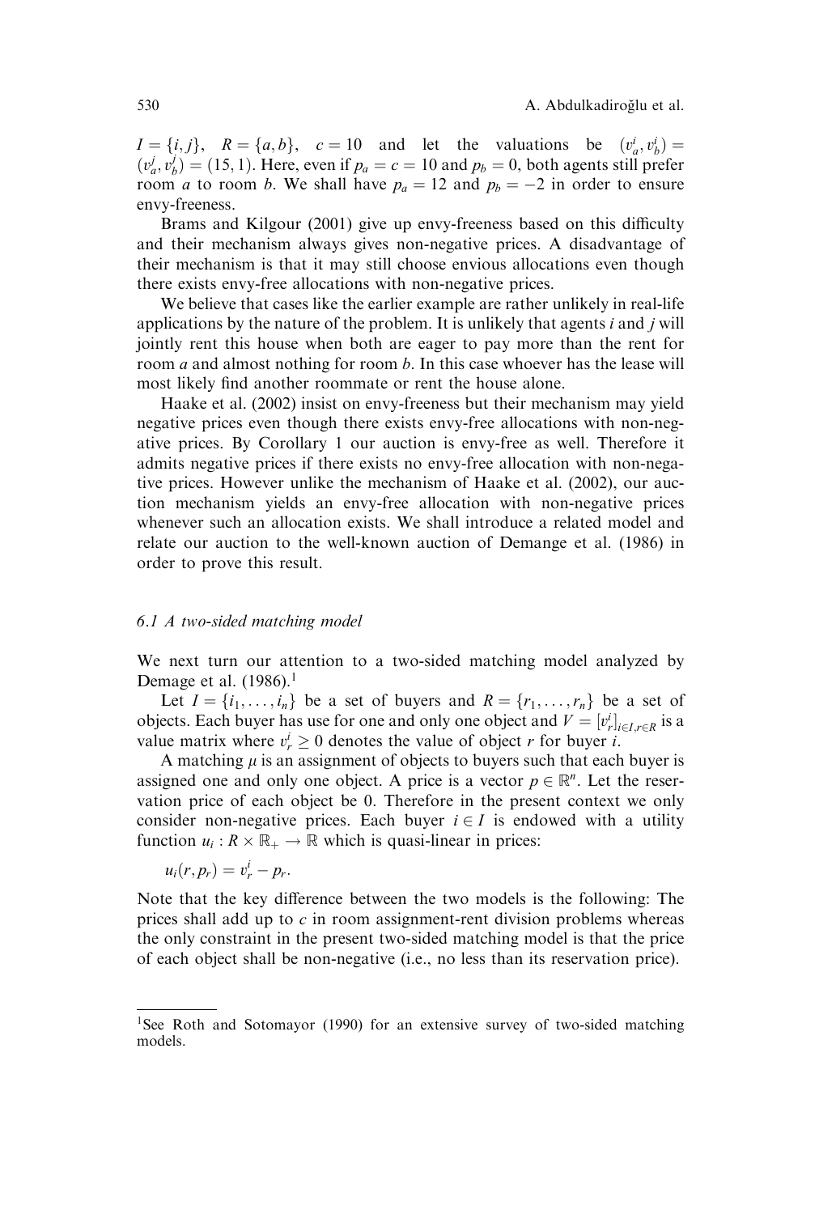$I = \{i, j\}$, $R = \{a, b\}$, $c = 10$ and let the valuations be $(v_a^i, v_b^i) = (v_a^j, v_b^j) = (15, 1)$. Here, even if $p_a = c = 10$ and $p_b = 0$, both agents still prefer room $a$ to room $b$. We shall have $p_a = 12$ and $p_b = -2$ in order to ensure envy-freeness.

Brams and Kilgour (2001) give up envy-freeness based on this difficulty and their mechanism always gives non-negative prices. A disadvantage of their mechanism is that it may still choose envious allocations even though there exists envy-free allocations with non-negative prices.

We believe that cases like the earlier example are rather unlikely in real-life applications by the nature of the problem. It is unlikely that agents $i$ and $j$ will jointly rent this house when both are eager to pay more than the rent for room $a$ and almost nothing for room $b$. In this case whoever has the lease will most likely find another roommate or rent the house alone.

Haake et al. (2002) insist on envy-freeness but their mechanism may yield negative prices even though there exists envy-free allocations with non-negative prices. By Corollary 1 our auction is envy-free as well. Therefore it admits negative prices if there exists no envy-free allocation with non-negative prices. However unlike the mechanism of Haake et al. (2002), our auction mechanism yields an envy-free allocation with non-negative prices whenever such an allocation exists. We shall introduce a related model and relate our auction to the well-known auction of Demange et al. (1986) in order to prove this result.

### 6.1 A two-sided matching model

We next turn our attention to a two-sided matching model analyzed by Demage et al. (1986).[1]

Let $I = \{i_1, \ldots, i_n\}$ be a set of buyers and $R = \{r_1, \ldots, r_n\}$ be a set of objects. Each buyer has use for one and only one object and $V = [v_r^i]_{i \in I, r \in R}$ is a value matrix where $v_r^i \geq 0$ denotes the value of object $r$ for buyer $i$.

A matching $\mu$ is an assignment of objects to buyers such that each buyer is assigned one and only one object. A price is a vector $p \in \mathbb{R}^n$. Let the reservation price of each object be 0. Therefore in the present context we only consider non-negative prices. Each buyer $i \in I$ is endowed with a utility function $u_i : R \times \mathbb{R}_+ \rightarrow \mathbb{R}$ which is quasi-linear in prices:

$$u_i(r, p_r) = v_r^i - p_r.$$

Note that the key difference between the two models is the following: The prices shall add up to $c$ in room assignment-rent division problems whereas the only constraint in the present two-sided matching model is that the price of each object shall be non-negative (i.e., no less than its reservation price).

---

[1] See Roth and Sotomayor (1990) for an extensive survey of two-sided matching models.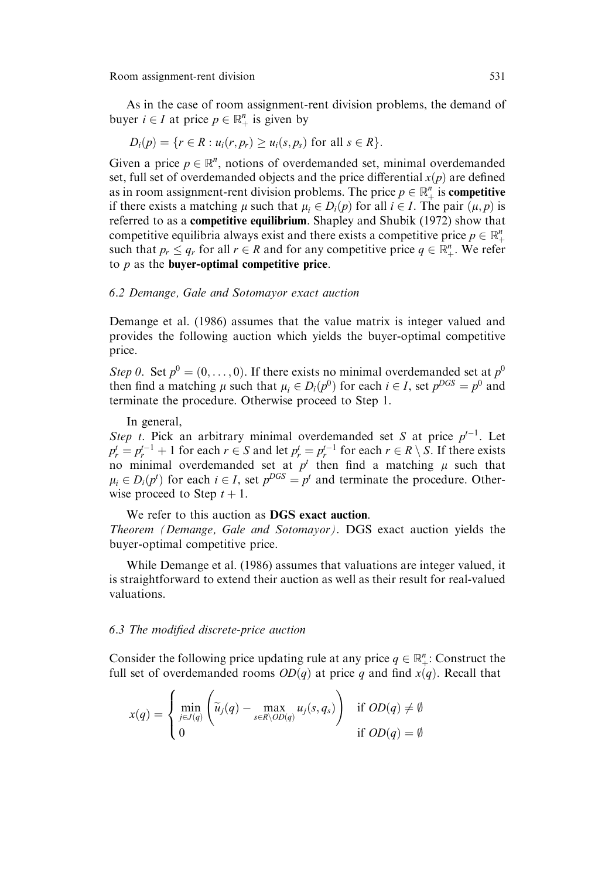As in the case of room assignment-rent division problems, the demand of buyer $i \in I$ at price $p \in \mathbb{R}^n_+$ is given by

$$D_i(p) = \{r \in R : u_i(r, p_r) \geq u_i(s, p_s) \text{ for all } s \in R\}.$$

Given a price $p \in \mathbb{R}^n$, notions of overdemanded set, minimal overdemanded set, full set of overdemanded objects and the price differential $x(p)$ are defined as in room assignment-rent division problems. The price $p \in \mathbb{R}^n_+$ is **competitive** if there exists a matching $\mu$ such that $\mu_i \in D_i(p)$ for all $i \in I$. The pair $(\mu, p)$ is referred to as a **competitive equilibrium**. Shapley and Shubik (1972) show that competitive equilibria always exist and there exists a competitive price $p \in \mathbb{R}^n_+$ such that $p_r \leq q_r$ for all $r \in R$ and for any competitive price $q \in \mathbb{R}^n_+$. We refer to $p$ as the **buyer-optimal competitive price**.

### 6.2 Demange, Gale and Sotomayor exact auction

Demange et al. (1986) assumes that the value matrix is integer valued and provides the following auction which yields the buyer-optimal competitive price.

*Step 0*. Set $p^0 = (0, \ldots, 0)$. If there exists no minimal overdemanded set at $p^0$ then find a matching $\mu$ such that $\mu_i \in D_i(p^0)$ for each $i \in I$, set $p^{DGS} = p^0$ and terminate the procedure. Otherwise proceed to Step 1.

In general,

*Step t*. Pick an arbitrary minimal overdemanded set $S$ at price $p^{t-1}$. Let $p^t_r = p^{t-1}_r + 1$ for each $r \in S$ and let $p^t_r = p^{t-1}_r$ for each $r \in R \setminus S$. If there exists no minimal overdemanded set at $p^t$ then find a matching $\mu$ such that $\mu_i \in D_i(p^t)$ for each $i \in I$, set $p^{DGS} = p^t$ and terminate the procedure. Otherwise proceed to Step $t + 1$.

We refer to this auction as **DGS exact auction**.

*Theorem (Demange, Gale and Sotomayor)*. DGS exact auction yields the buyer-optimal competitive price.

While Demange et al. (1986) assumes that valuations are integer valued, it is straightforward to extend their auction as well as their result for real-valued valuations.

### 6.3 The modified discrete-price auction

Consider the following price updating rule at any price $q \in \mathbb{R}^n_+$: Construct the full set of overdemanded rooms $OD(q)$ at price $q$ and find $x(q)$. Recall that

$$x(q) = \begin{cases} \min\limits_{j \in J(q)} \left( \widetilde{u}_j(q) - \max\limits_{s \in R \setminus OD(q)} u_j(s, q_s) \right) & \text{if } OD(q) \neq \emptyset \\ 0 & \text{if } OD(q) = \emptyset \end{cases}$$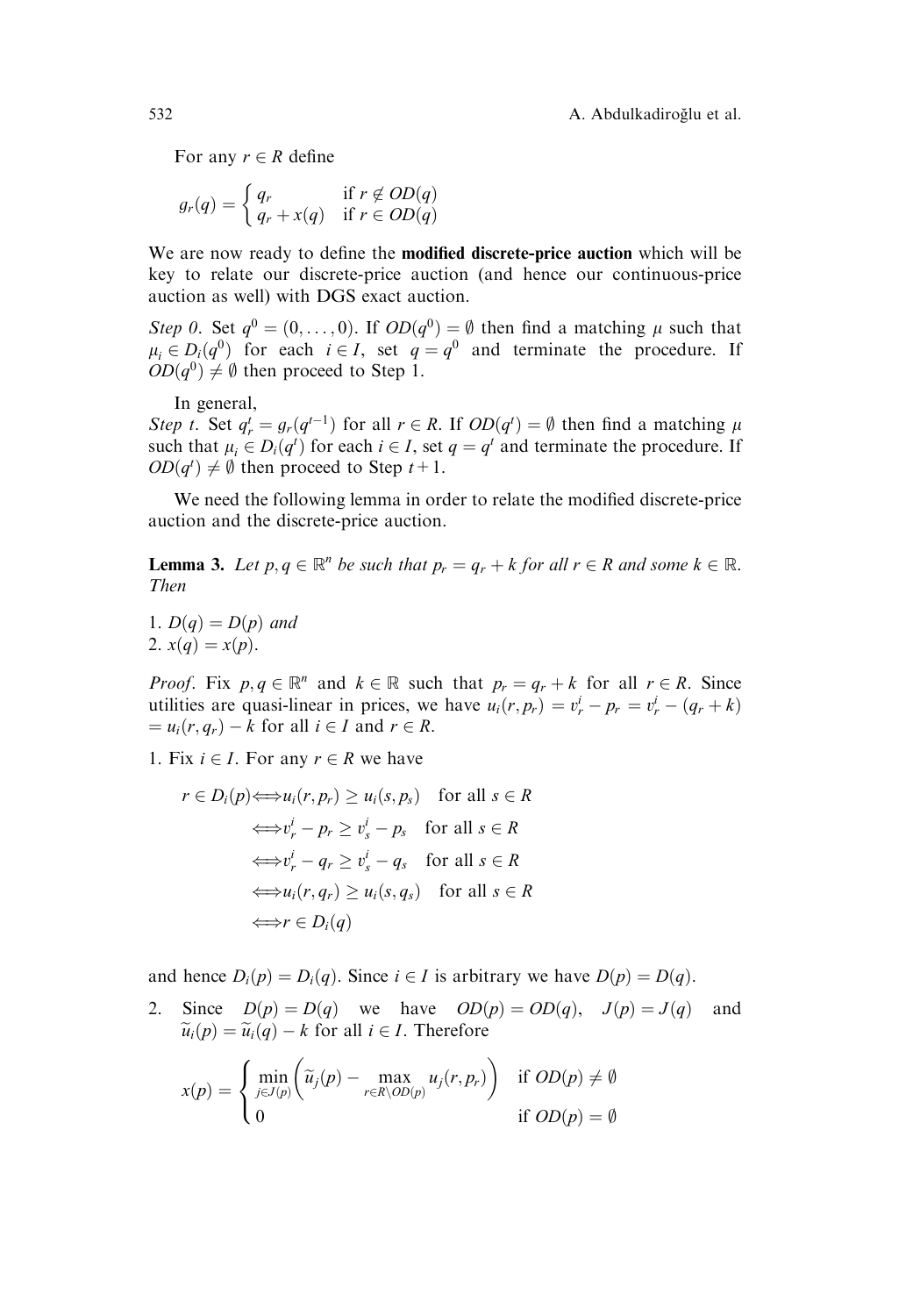For any $r \in R$ define

$$g_r(q) = \begin{cases} q_r & \text{if } r \notin OD(q) \\ q_r + x(q) & \text{if } r \in OD(q) \end{cases}$$

We are now ready to define the **modified discrete-price auction** which will be key to relate our discrete-price auction (and hence our continuous-price auction as well) with DGS exact auction.

*Step 0.* Set $q^0 = (0, \ldots, 0)$. If $OD(q^0) = \emptyset$ then find a matching $\mu$ such that $\mu_i \in D_i(q^0)$ for each $i \in I$, set $q = q^0$ and terminate the procedure. If $OD(q^0) \neq \emptyset$ then proceed to Step 1.

In general,

*Step t.* Set $q_r^t = g_r(q^{t-1})$ for all $r \in R$. If $OD(q^t) = \emptyset$ then find a matching $\mu$ such that $\mu_i \in D_i(q^t)$ for each $i \in I$, set $q = q^t$ and terminate the procedure. If $OD(q^t) \neq \emptyset$ then proceed to Step $t+1$.

We need the following lemma in order to relate the modified discrete-price auction and the discrete-price auction.

**Lemma 3.** *Let $p, q \in \mathbb{R}^n$ be such that $p_r = q_r + k$ for all $r \in R$ and some $k \in \mathbb{R}$. Then*

1. $D(q) = D(p)$ *and*
2. $x(q) = x(p)$.

*Proof*. Fix $p, q \in \mathbb{R}^n$ and $k \in \mathbb{R}$ such that $p_r = q_r + k$ for all $r \in R$. Since utilities are quasi-linear in prices, we have $u_i(r, p_r) = v_r^i - p_r = v_r^i - (q_r + k) = u_i(r, q_r) - k$ for all $i \in I$ and $r \in R$.

1. Fix $i \in I$. For any $r \in R$ we have

$$\begin{aligned}
r \in D_i(p) &\Longleftrightarrow u_i(r, p_r) \geq u_i(s, p_s) \quad \text{for all } s \in R \\
&\Longleftrightarrow v_r^i - p_r \geq v_s^i - p_s \quad \text{for all } s \in R \\
&\Longleftrightarrow v_r^i - q_r \geq v_s^i - q_s \quad \text{for all } s \in R \\
&\Longleftrightarrow u_i(r, q_r) \geq u_i(s, q_s) \quad \text{for all } s \in R \\
&\Longleftrightarrow r \in D_i(q)
\end{aligned}$$

and hence $D_i(p) = D_i(q)$. Since $i \in I$ is arbitrary we have $D(p) = D(q)$.

2. Since $D(p) = D(q)$ we have $OD(p) = OD(q)$, $J(p) = J(q)$ and $\widetilde{u}_i(p) = \widetilde{u}_i(q) - k$ for all $i \in I$. Therefore

$$x(p) = \begin{cases} \min\limits_{j \in J(p)} \left( \widetilde{u}_j(p) - \max\limits_{r \in R \setminus OD(p)} u_j(r, p_r) \right) & \text{if } OD(p) \neq \emptyset \\ 0 & \text{if } OD(p) = \emptyset \end{cases}$$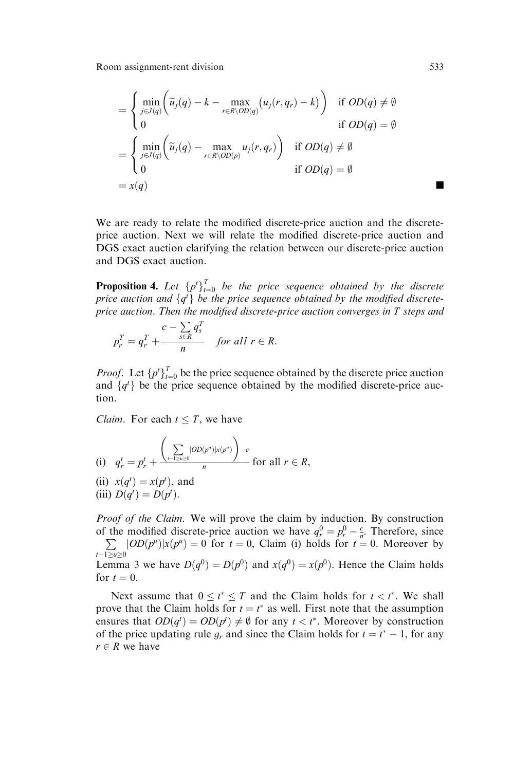$$
= \begin{cases} \min\limits_{j \in J(q)} \left( \widetilde{u}_j(q) - k - \max\limits_{r \in R \setminus OD(q)} \left( u_j(r, q_r) - k \right) \right) & \text{if } OD(q) \neq \emptyset \\ 0 & \text{if } OD(q) = \emptyset \end{cases}
$$

$$
= \begin{cases} \min\limits_{j \in J(q)} \left( \widetilde{u}_j(q) - \max\limits_{r \in R \setminus OD(p)} u_j(r, q_r) \right) & \text{if } OD(q) \neq \emptyset \\ 0 & \text{if } OD(q) = \emptyset \end{cases}
$$

$$
= x(q) \qquad \blacksquare
$$

We are ready to relate the modified discrete-price auction and the discrete-price auction. Next we will relate the modified discrete-price auction and DGS exact auction clarifying the relation between our discrete-price auction and DGS exact auction.

**Proposition 4.** *Let $\{p^t\}_{t=0}^T$ be the price sequence obtained by the discrete price auction and $\{q^t\}$ be the price sequence obtained by the modified discrete-price auction. Then the modified discrete-price auction converges in $T$ steps and*

$$
p_r^T = q_r^T + \frac{c - \sum_{s \in R} q_s^T}{n} \quad \textit{for all } r \in R.
$$

*Proof*. Let $\{p^t\}_{t=0}^T$ be the price sequence obtained by the discrete price auction and $\{q^t\}$ be the price sequence obtained by the modified discrete-price auction.

*Claim*. For each $t \leq T$, we have

(i) $q_r^t = p_r^t + \frac{\left( \sum_{t-1 \geq u \geq 0} |OD(p^u)| x(p^u) \right) - c}{n}$ for all $r \in R$,

(ii) $x(q^t) = x(p^t)$, and

(iii) $D(q^t) = D(p^t)$.

*Proof of the Claim*. We will prove the claim by induction. By construction of the modified discrete-price auction we have $q_r^0 = p_r^0 - \frac{c}{n}$. Therefore, since $\sum_{t-1 \geq u \geq 0} |OD(p^u)| x(p^u) = 0$ for $t = 0$, Claim (i) holds for $t = 0$. Moreover by Lemma 3 we have $D(q^0) = D(p^0)$ and $x(q^0) = x(p^0)$. Hence the Claim holds for $t = 0$.

Next assume that $0 \leq t^* \leq T$ and the Claim holds for $t < t^*$. We shall prove that the Claim holds for $t = t^*$ as well. First note that the assumption ensures that $OD(q^t) = OD(p^t) \neq \emptyset$ for any $t < t^*$. Moreover by construction of the price updating rule $g_r$ and since the Claim holds for $t = t^* - 1$, for any $r \in R$ we have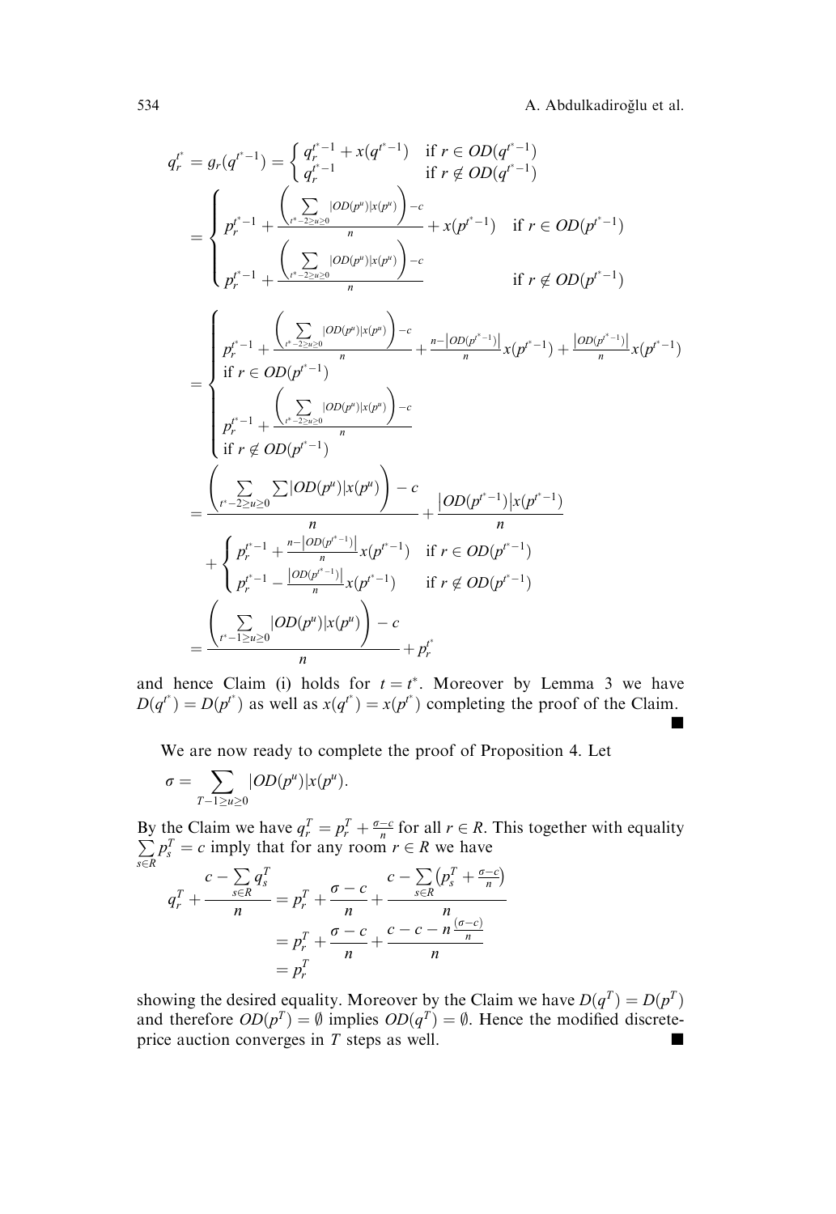$$
\begin{aligned}
q_r^{t^*} &= g_r(q^{t^*-1}) = \begin{cases} q_r^{t^*-1} + x(q^{t^*-1}) & \text{if } r \in OD(q^{t^*-1}) \\ q_r^{t^*-1} & \text{if } r \notin OD(q^{t^*-1}) \end{cases} \\
&= \begin{cases} p_r^{t^*-1} + \dfrac{\left(\sum\limits_{t^*-2 \geq u \geq 0} |OD(p^u)| x(p^u)\right) - c}{n} + x(p^{t^*-1}) & \text{if } r \in OD(p^{t^*-1}) \\ p_r^{t^*-1} + \dfrac{\left(\sum\limits_{t^*-2 \geq u \geq 0} |OD(p^u)| x(p^u)\right) - c}{n} & \text{if } r \notin OD(p^{t^*-1}) \end{cases} \\
&= \begin{cases} p_r^{t^*-1} + \dfrac{\left(\sum\limits_{t^*-2 \geq u \geq 0} |OD(p^u)| x(p^u)\right) - c}{n} + \frac{n - |OD(p^{t^*-1})|}{n} x(p^{t^*-1}) + \frac{|OD(p^{t^*-1})|}{n} x(p^{t^*-1}) \\ \text{if } r \in OD(p^{t^*-1}) \\ p_r^{t^*-1} + \dfrac{\left(\sum\limits_{t^*-2 \geq u \geq 0} |OD(p^u)| x(p^u)\right) - c}{n} \\ \text{if } r \notin OD(p^{t^*-1}) \end{cases} \\
&= \frac{\left(\sum\limits_{t^*-2 \geq u \geq 0} \sum |OD(p^u)| x(p^u)\right) - c}{n} + \frac{|OD(p^{t^*-1})| x(p^{t^*-1})}{n} \\
&\quad + \begin{cases} p_r^{t^*-1} + \frac{n - |OD(p^{t^*-1})|}{n} x(p^{t^*-1}) & \text{if } r \in OD(p^{t^*-1}) \\ p_r^{t^*-1} - \frac{|OD(p^{t^*-1})|}{n} x(p^{t^*-1}) & \text{if } r \notin OD(p^{t^*-1}) \end{cases} \\
&= \frac{\left(\sum\limits_{t^*-1 \geq u \geq 0} |OD(p^u)| x(p^u)\right) - c}{n} + p_r^{t^*}
\end{aligned}
$$

and hence Claim (i) holds for $t = t^*$. Moreover by Lemma 3 we have $D(q^{t^*}) = D(p^{t^*})$ as well as $x(q^{t^*}) = x(p^{t^*})$ completing the proof of the Claim. ■

We are now ready to complete the proof of Proposition 4. Let

$$\sigma = \sum_{T-1 \geq u \geq 0} |OD(p^u)| x(p^u).$$

By the Claim we have $q_r^T = p_r^T + \frac{\sigma - c}{n}$ for all $r \in R$. This together with equality $\sum\limits_{s \in R} p_s^T = c$ imply that for any room $r \in R$ we have

$$
\begin{aligned}
q_r^T + \frac{c - \sum\limits_{s \in R} q_s^T}{n} &= p_r^T + \frac{\sigma - c}{n} + \frac{c - \sum\limits_{s \in R} \left(p_s^T + \frac{\sigma - c}{n}\right)}{n} \\
&= p_r^T + \frac{\sigma - c}{n} + \frac{c - c - n\frac{(\sigma - c)}{n}}{n} \\
&= p_r^T
\end{aligned}
$$

showing the desired equality. Moreover by the Claim we have $D(q^T) = D(p^T)$ and therefore $OD(p^T) = \emptyset$ implies $OD(q^T) = \emptyset$. Hence the modified discrete-price auction converges in $T$ steps as well. ■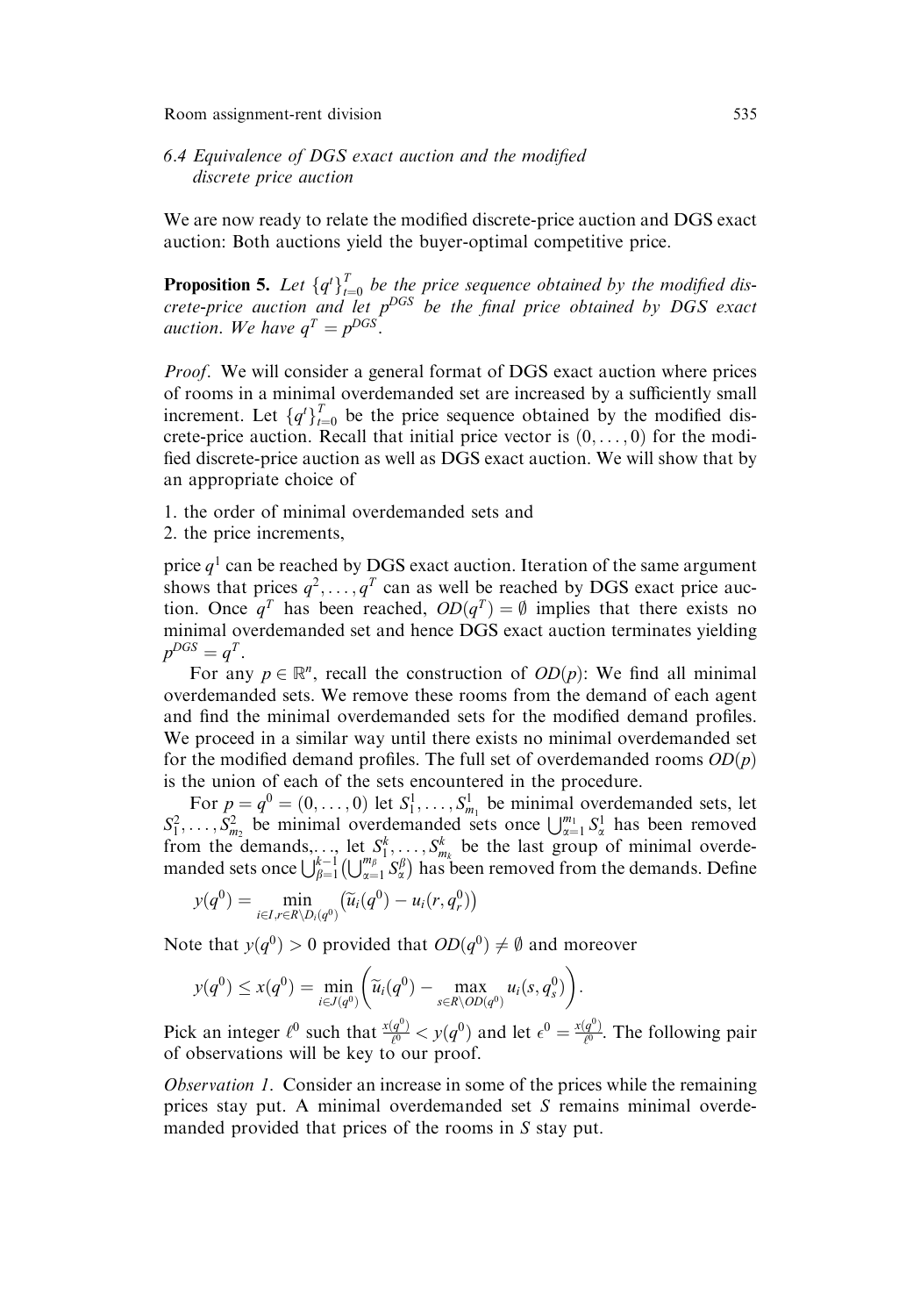### 6.4 Equivalence of DGS exact auction and the modified discrete price auction

We are now ready to relate the modified discrete-price auction and DGS exact auction: Both auctions yield the buyer-optimal competitive price.

**Proposition 5.** *Let $\{q^t\}_{t=0}^T$ be the price sequence obtained by the modified discrete-price auction and let $p^{DGS}$ be the final price obtained by DGS exact auction. We have $q^T = p^{DGS}$.*

*Proof*. We will consider a general format of DGS exact auction where prices of rooms in a minimal overdemanded set are increased by a sufficiently small increment. Let $\{q^t\}_{t=0}^T$ be the price sequence obtained by the modified discrete-price auction. Recall that initial price vector is $(0, \ldots, 0)$ for the modified discrete-price auction as well as DGS exact auction. We will show that by an appropriate choice of

1. the order of minimal overdemanded sets and
2. the price increments,

price $q^1$ can be reached by DGS exact auction. Iteration of the same argument shows that prices $q^2, \ldots, q^T$ can as well be reached by DGS exact price auction. Once $q^T$ has been reached, $OD(q^T) = \emptyset$ implies that there exists no minimal overdemanded set and hence DGS exact auction terminates yielding $p^{DGS} = q^T$.

For any $p \in \mathbb{R}^n$, recall the construction of $OD(p)$: We find all minimal overdemanded sets. We remove these rooms from the demand of each agent and find the minimal overdemanded sets for the modified demand profiles. We proceed in a similar way until there exists no minimal overdemanded set for the modified demand profiles. The full set of overdemanded rooms $OD(p)$ is the union of each of the sets encountered in the procedure.

For $p = q^0 = (0, \ldots, 0)$ let $S_1^1, \ldots, S_{m_1}^1$ be minimal overdemanded sets, let $S_1^2, \ldots, S_{m_2}^2$ be minimal overdemanded sets once $\bigcup_{\alpha=1}^{m_1} S_\alpha^1$ has been removed from the demands,..., let $S_1^k, \ldots, S_{m_k}^k$ be the last group of minimal overdemanded sets once $\bigcup_{\beta=1}^{k-1} \left( \bigcup_{\alpha=1}^{m_\beta} S_\alpha^\beta \right)$ has been removed from the demands. Define

$$y(q^0) = \min_{i \in I, r \in R \setminus D_i(q^0)} \left( \widetilde{u}_i(q^0) - u_i(r, q_r^0) \right)$$

Note that $y(q^0) > 0$ provided that $OD(q^0) \neq \emptyset$ and moreover

$$y(q^0) \leq x(q^0) = \min_{i \in J(q^0)} \left( \widetilde{u}_i(q^0) - \max_{s \in R \setminus OD(q^0)} u_i(s, q_s^0) \right).$$

Pick an integer $\ell^0$ such that $\frac{x(q^0)}{\ell^0} < y(q^0)$ and let $\epsilon^0 = \frac{x(q^0)}{\ell^0}$. The following pair of observations will be key to our proof.

*Observation 1.* Consider an increase in some of the prices while the remaining prices stay put. A minimal overdemanded set $S$ remains minimal overdemanded provided that prices of the rooms in $S$ stay put.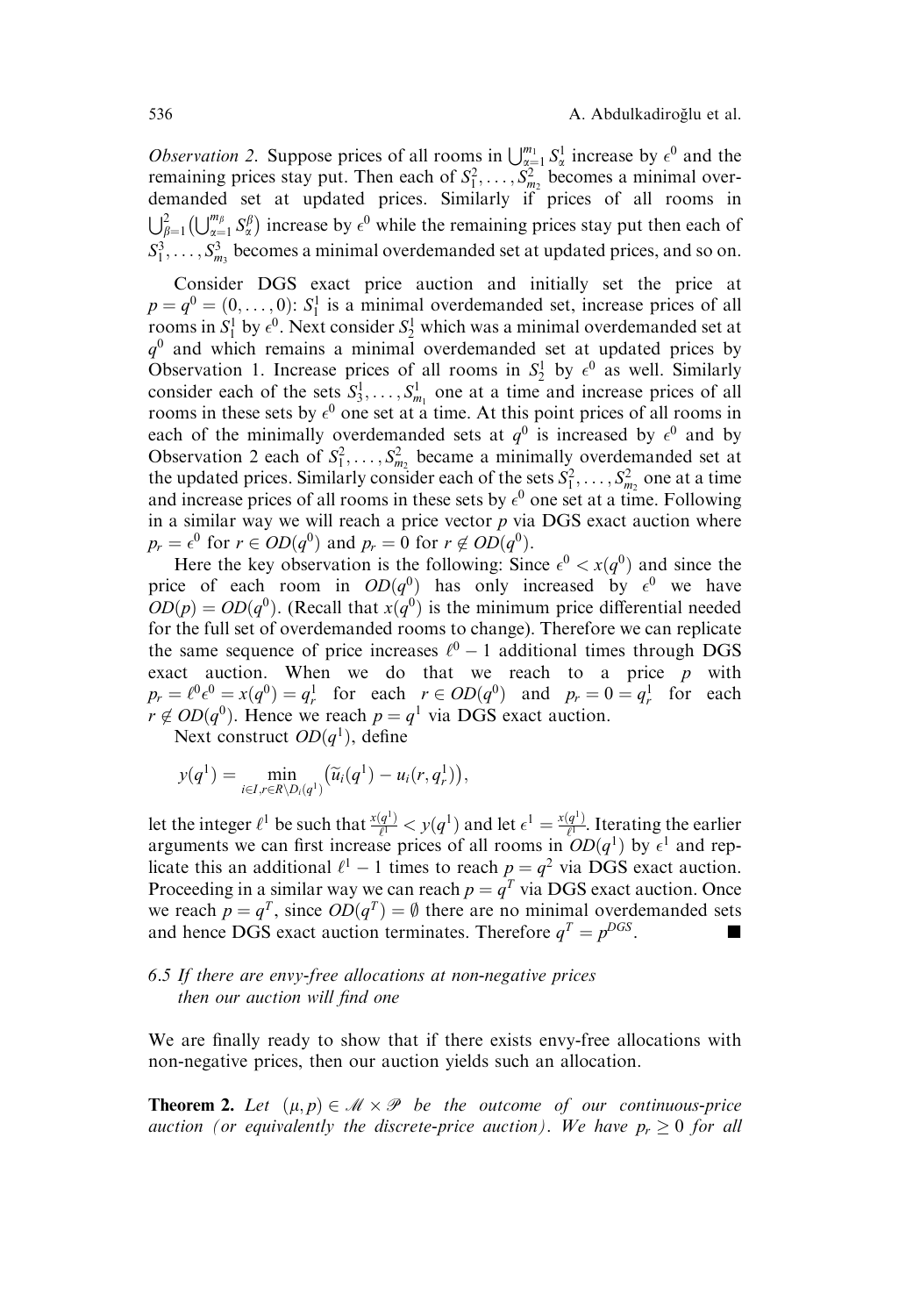*Observation 2.* Suppose prices of all rooms in $\bigcup_{\alpha=1}^{m_1} S_\alpha^1$ increase by $\epsilon^0$ and the remaining prices stay put. Then each of $S_1^2, \ldots, S_{m_2}^2$ becomes a minimal overdemanded set at updated prices. Similarly if prices of all rooms in $\bigcup_{\beta=1}^{2}\left(\bigcup_{\alpha=1}^{m_\beta} S_\alpha^\beta\right)$ increase by $\epsilon^0$ while the remaining prices stay put then each of $S_1^3, \ldots, S_{m_3}^3$ becomes a minimal overdemanded set at updated prices, and so on.

Consider DGS exact price auction and initially set the price at $p = q^0 = (0, \ldots, 0)$: $S_1^1$ is a minimal overdemanded set, increase prices of all rooms in $S_1^1$ by $\epsilon^0$. Next consider $S_2^1$ which was a minimal overdemanded set at $q^0$ and which remains a minimal overdemanded set at updated prices by Observation 1. Increase prices of all rooms in $S_2^1$ by $\epsilon^0$ as well. Similarly consider each of the sets $S_3^1, \ldots, S_{m_1}^1$ one at a time and increase prices of all rooms in these sets by $\epsilon^0$ one set at a time. At this point prices of all rooms in each of the minimally overdemanded sets at $q^0$ is increased by $\epsilon^0$ and by Observation 2 each of $S_1^2, \ldots, S_{m_2}^2$ became a minimally overdemanded set at the updated prices. Similarly consider each of the sets $S_1^2, \ldots, S_{m_2}^2$ one at a time and increase prices of all rooms in these sets by $\epsilon^0$ one set at a time. Following in a similar way we will reach a price vector $p$ via DGS exact auction where $p_r = \epsilon^0$ for $r \in OD(q^0)$ and $p_r = 0$ for $r \notin OD(q^0)$.

Here the key observation is the following: Since $\epsilon^0 < x(q^0)$ and since the price of each room in $OD(q^0)$ has only increased by $\epsilon^0$ we have $OD(p) = OD(q^0)$. (Recall that $x(q^0)$ is the minimum price differential needed for the full set of overdemanded rooms to change). Therefore we can replicate the same sequence of price increases $\ell^0 - 1$ additional times through DGS exact auction. When we do that we reach to a price $p$ with $p_r = \ell^0 \epsilon^0 = x(q^0) = q_r^1$ for each $r \in OD(q^0)$ and $p_r = 0 = q_r^1$ for each $r \notin OD(q^0)$. Hence we reach $p = q^1$ via DGS exact auction.

Next construct $OD(q^1)$, define

$$y(q^1) = \min_{i \in I, r \in R \setminus D_i(q^1)} \left(\widetilde{u}_i(q^1) - u_i(r, q_r^1)\right),$$

let the integer $\ell^1$ be such that $\frac{x(q^1)}{\ell^1} < y(q^1)$ and let $\epsilon^1 = \frac{x(q^1)}{\ell^1}$. Iterating the earlier arguments we can first increase prices of all rooms in $OD(q^1)$ by $\epsilon^1$ and replicate this an additional $\ell^1 - 1$ times to reach $p = q^2$ via DGS exact auction. Proceeding in a similar way we can reach $p = q^T$ via DGS exact auction. Once we reach $p = q^T$, since $OD(q^T) = \emptyset$ there are no minimal overdemanded sets and hence DGS exact auction terminates. Therefore $q^T = p^{DGS}$. ∎

### 6.5 If there are envy-free allocations at non-negative prices then our auction will find one

We are finally ready to show that if there exists envy-free allocations with non-negative prices, then our auction yields such an allocation.

**Theorem 2.** *Let $(\mu, p) \in \mathcal{M} \times \mathcal{P}$ be the outcome of our continuous-price auction (or equivalently the discrete-price auction). We have $p_r \geq 0$ for all*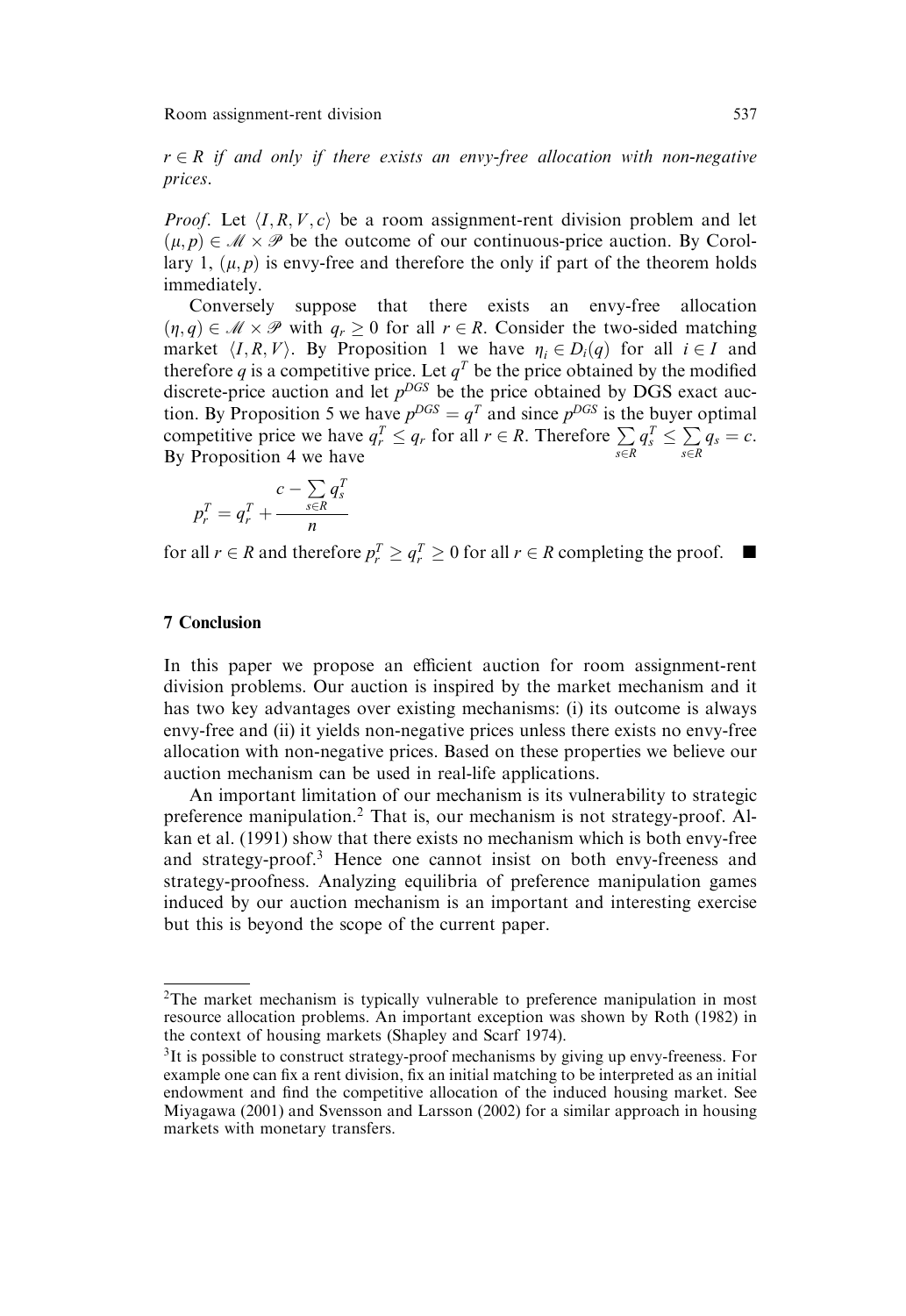*$r \in R$ if and only if there exists an envy-free allocation with non-negative prices.*

*Proof*. Let $\langle I, R, V, c\rangle$ be a room assignment-rent division problem and let $(\mu, p) \in \mathscr{M} \times \mathscr{P}$ be the outcome of our continuous-price auction. By Corollary 1, $(\mu, p)$ is envy-free and therefore the only if part of the theorem holds immediately.

Conversely suppose that there exists an envy-free allocation $(\eta, q) \in \mathscr{M} \times \mathscr{P}$ with $q_r \geq 0$ for all $r \in R$. Consider the two-sided matching market $\langle I, R, V\rangle$. By Proposition 1 we have $\eta_i \in D_i(q)$ for all $i \in I$ and therefore $q$ is a competitive price. Let $q^T$ be the price obtained by the modified discrete-price auction and let $p^{DGS}$ be the price obtained by DGS exact auction. By Proposition 5 we have $p^{DGS} = q^T$ and since $p^{DGS}$ is the buyer optimal competitive price we have $q_r^T \leq q_r$ for all $r \in R$. Therefore $\sum_{s \in R} q_s^T \leq \sum_{s \in R} q_s = c$. By Proposition 4 we have

$$p_r^T = q_r^T + \frac{c - \sum_{s \in R} q_s^T}{n}$$

for all $r \in R$ and therefore $p_r^T \geq q_r^T \geq 0$ for all $r \in R$ completing the proof. ∎

## 7 Conclusion

In this paper we propose an efficient auction for room assignment-rent division problems. Our auction is inspired by the market mechanism and it has two key advantages over existing mechanisms: (i) its outcome is always envy-free and (ii) it yields non-negative prices unless there exists no envy-free allocation with non-negative prices. Based on these properties we believe our auction mechanism can be used in real-life applications.

An important limitation of our mechanism is its vulnerability to strategic preference manipulation.[2] That is, our mechanism is not strategy-proof. Alkan et al. (1991) show that there exists no mechanism which is both envy-free and strategy-proof.[3] Hence one cannot insist on both envy-freeness and strategy-proofness. Analyzing equilibria of preference manipulation games induced by our auction mechanism is an important and interesting exercise but this is beyond the scope of the current paper.

---

[2]The market mechanism is typically vulnerable to preference manipulation in most resource allocation problems. An important exception was shown by Roth (1982) in the context of housing markets (Shapley and Scarf 1974).

[3]It is possible to construct strategy-proof mechanisms by giving up envy-freeness. For example one can fix a rent division, fix an initial matching to be interpreted as an initial endowment and find the competitive allocation of the induced housing market. See Miyagawa (2001) and Svensson and Larsson (2002) for a similar approach in housing markets with monetary transfers.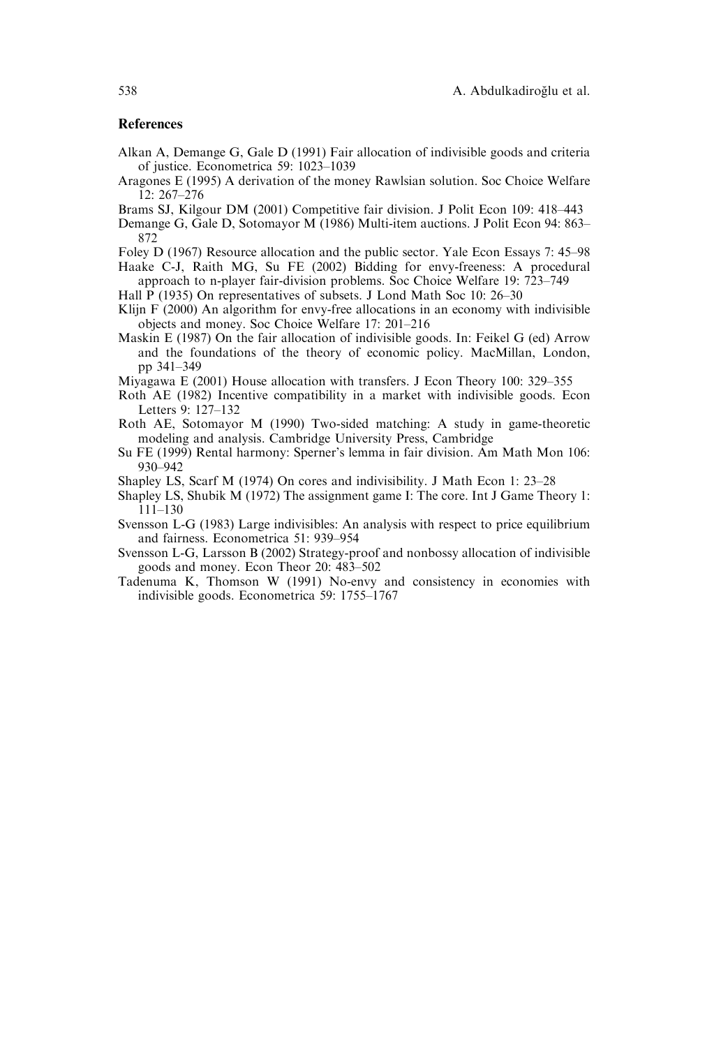## References

Alkan A, Demange G, Gale D (1991) Fair allocation of indivisible goods and criteria of justice. Econometrica 59: 1023–1039

Aragones E (1995) A derivation of the money Rawlsian solution. Soc Choice Welfare 12: 267–276

Brams SJ, Kilgour DM (2001) Competitive fair division. J Polit Econ 109: 418–443

Demange G, Gale D, Sotomayor M (1986) Multi-item auctions. J Polit Econ 94: 863–872

Foley D (1967) Resource allocation and the public sector. Yale Econ Essays 7: 45–98

Haake C-J, Raith MG, Su FE (2002) Bidding for envy-freeness: A procedural approach to n-player fair-division problems. Soc Choice Welfare 19: 723–749

Hall P (1935) On representatives of subsets. J Lond Math Soc 10: 26–30

Klijn F (2000) An algorithm for envy-free allocations in an economy with indivisible objects and money. Soc Choice Welfare 17: 201–216

Maskin E (1987) On the fair allocation of indivisible goods. In: Feikel G (ed) Arrow and the foundations of the theory of economic policy. MacMillan, London, pp 341–349

Miyagawa E (2001) House allocation with transfers. J Econ Theory 100: 329–355

Roth AE (1982) Incentive compatibility in a market with indivisible goods. Econ Letters 9: 127–132

Roth AE, Sotomayor M (1990) Two-sided matching: A study in game-theoretic modeling and analysis. Cambridge University Press, Cambridge

Su FE (1999) Rental harmony: Sperner's lemma in fair division. Am Math Mon 106: 930–942

Shapley LS, Scarf M (1974) On cores and indivisibility. J Math Econ 1: 23–28

Shapley LS, Shubik M (1972) The assignment game I: The core. Int J Game Theory 1: 111–130

Svensson L-G (1983) Large indivisibles: An analysis with respect to price equilibrium and fairness. Econometrica 51: 939–954

Svensson L-G, Larsson B (2002) Strategy-proof and nonbossy allocation of indivisible goods and money. Econ Theor 20: 483–502

Tadenuma K, Thomson W (1991) No-envy and consistency in economies with indivisible goods. Econometrica 59: 1755–1767